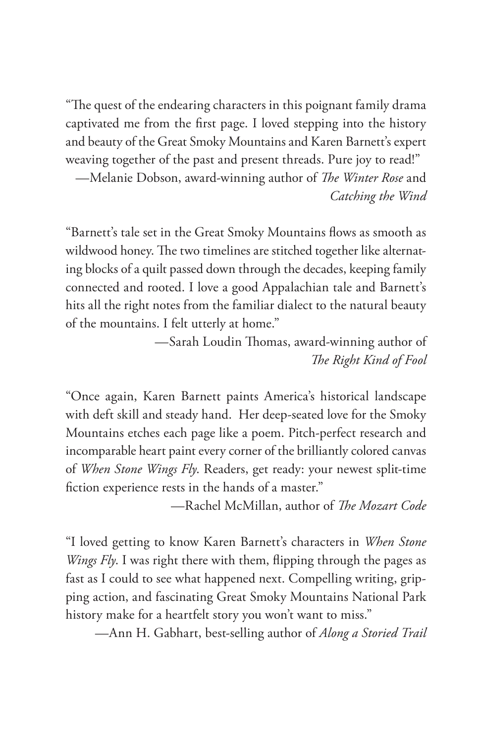"The quest of the endearing characters in this poignant family drama captivated me from the first page. I loved stepping into the history and beauty of the Great Smoky Mountains and Karen Barnett's expert weaving together of the past and present threads. Pure joy to read!"

—Melanie Dobson, award-winning author of *The Winter Rose* and *Catching the Wind*

"Barnett's tale set in the Great Smoky Mountains flows as smooth as wildwood honey. The two timelines are stitched together like alternating blocks of a quilt passed down through the decades, keeping family connected and rooted. I love a good Appalachian tale and Barnett's hits all the right notes from the familiar dialect to the natural beauty of the mountains. I felt utterly at home."

—Sarah Loudin Thomas, award-winning author of *The Right Kind of Fool*

"Once again, Karen Barnett paints America's historical landscape with deft skill and steady hand. Her deep-seated love for the Smoky Mountains etches each page like a poem. Pitch-perfect research and incomparable heart paint every corner of the brilliantly colored canvas of *When Stone Wings Fly*. Readers, get ready: your newest split-time fiction experience rests in the hands of a master."

—Rachel McMillan, author of *The Mozart Code*

"I loved getting to know Karen Barnett's characters in *When Stone Wings Fly*. I was right there with them, flipping through the pages as fast as I could to see what happened next. Compelling writing, gripping action, and fascinating Great Smoky Mountains National Park history make for a heartfelt story you won't want to miss."

—Ann H. Gabhart, best-selling author of *Along a Storied Trail*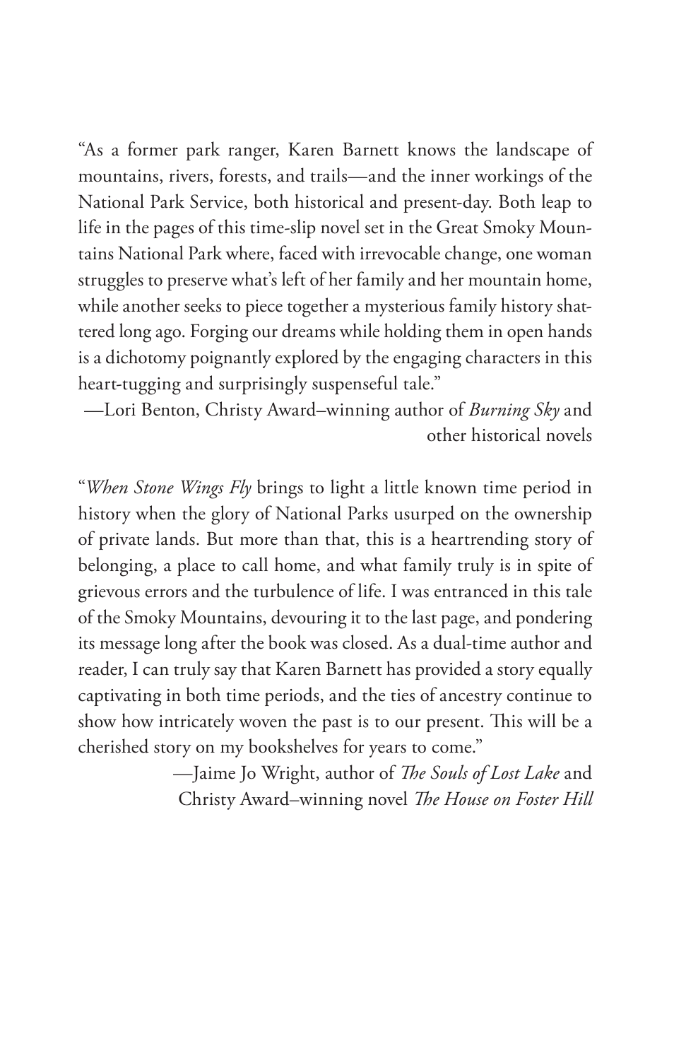"As a former park ranger, Karen Barnett knows the landscape of mountains, rivers, forests, and trails—and the inner workings of the National Park Service, both historical and present-day. Both leap to life in the pages of this time-slip novel set in the Great Smoky Mountains National Park where, faced with irrevocable change, one woman struggles to preserve what's left of her family and her mountain home, while another seeks to piece together a mysterious family history shattered long ago. Forging our dreams while holding them in open hands is a dichotomy poignantly explored by the engaging characters in this heart-tugging and surprisingly suspenseful tale."

—Lori Benton, Christy Award–winning author of *Burning Sky* and other historical novels

"*When Stone Wings Fly* brings to light a little known time period in history when the glory of National Parks usurped on the ownership of private lands. But more than that, this is a heartrending story of belonging, a place to call home, and what family truly is in spite of grievous errors and the turbulence of life. I was entranced in this tale of the Smoky Mountains, devouring it to the last page, and pondering its message long after the book was closed. As a dual-time author and reader, I can truly say that Karen Barnett has provided a story equally captivating in both time periods, and the ties of ancestry continue to show how intricately woven the past is to our present. This will be a cherished story on my bookshelves for years to come."

—Jaime Jo Wright, author of *The Souls of Lost Lake* and Christy Award–winning novel *The House on Foster Hill*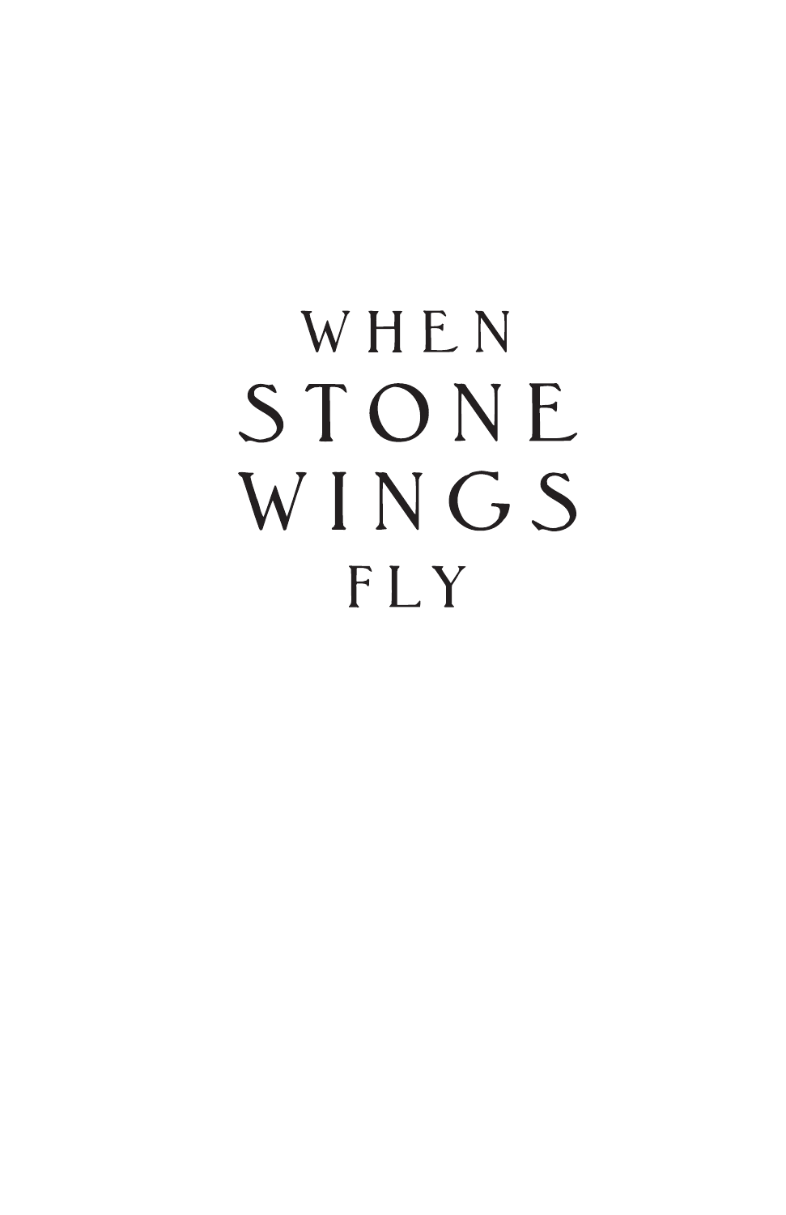# WHEN STONE WINGS FLY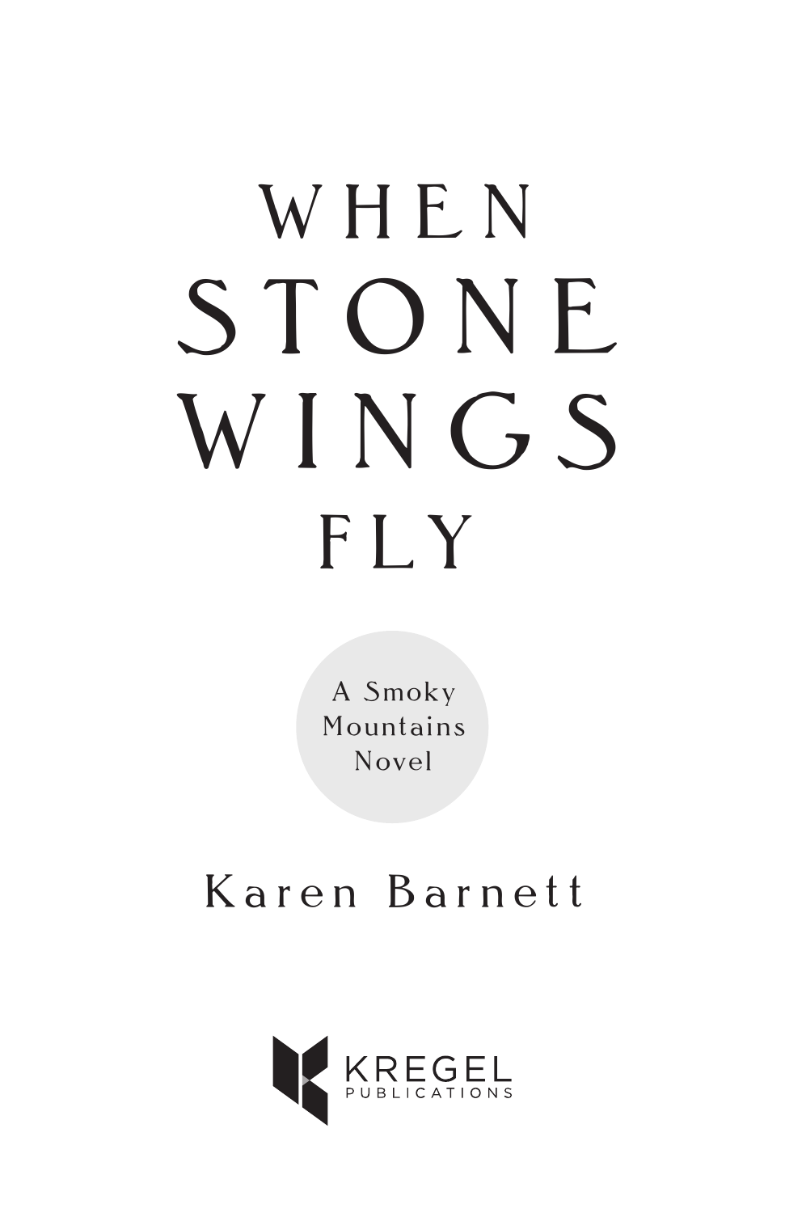# WHEN STONE WINGS FLY

A Smoky Mountains Novel

Karen Barnett

KREGEL PUBLICATIONS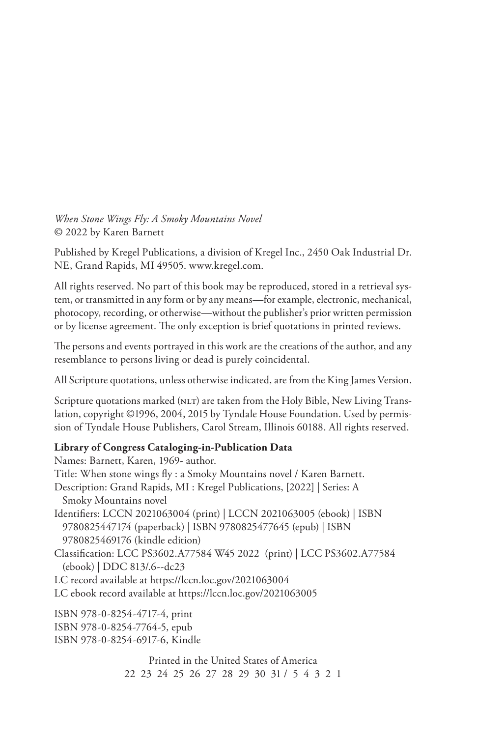*When Stone Wings Fly: A Smoky Mountains Novel*
© 2022 by Karen Barnett

Published by Kregel Publications, a division of Kregel Inc., 2450 Oak Industrial Dr. NE, Grand Rapids, MI 49505. www.kregel.com.

All rights reserved. No part of this book may be reproduced, stored in a retrieval system, or transmitted in any form or by any means—for example, electronic, mechanical, photocopy, recording, or otherwise—without the publisher's prior written permission or by license agreement. The only exception is brief quotations in printed reviews.

The persons and events portrayed in this work are the creations of the author, and any resemblance to persons living or dead is purely coincidental.

All Scripture quotations, unless otherwise indicated, are from the King James Version.

Scripture quotations marked (NLT) are taken from the Holy Bible, New Living Translation, copyright ©1996, 2004, 2015 by Tyndale House Foundation. Used by permission of Tyndale House Publishers, Carol Stream, Illinois 60188. All rights reserved.

**Library of Congress Cataloging-in-Publication Data**

Names: Barnett, Karen, 1969- author.
Title: When stone wings fly : a Smoky Mountains novel / Karen Barnett.
Description: Grand Rapids, MI : Kregel Publications, [2022] | Series: A Smoky Mountains novel
Identifiers: LCCN 2021063004 (print) | LCCN 2021063005 (ebook) | ISBN 9780825447174 (paperback) | ISBN 9780825477645 (epub) | ISBN 9780825469176 (kindle edition)
Classification: LCC PS3602.A77584 W45 2022 (print) | LCC PS3602.A77584 (ebook) | DDC 813/.6--dc23
LC record available at https://lccn.loc.gov/2021063004
LC ebook record available at https://lccn.loc.gov/2021063005

ISBN 978-0-8254-4717-4, print
ISBN 978-0-8254-7764-5, epub
ISBN 978-0-8254-6917-6, Kindle

Printed in the United States of America
22 23 24 25 26 27 28 29 30 31 / 5 4 3 2 1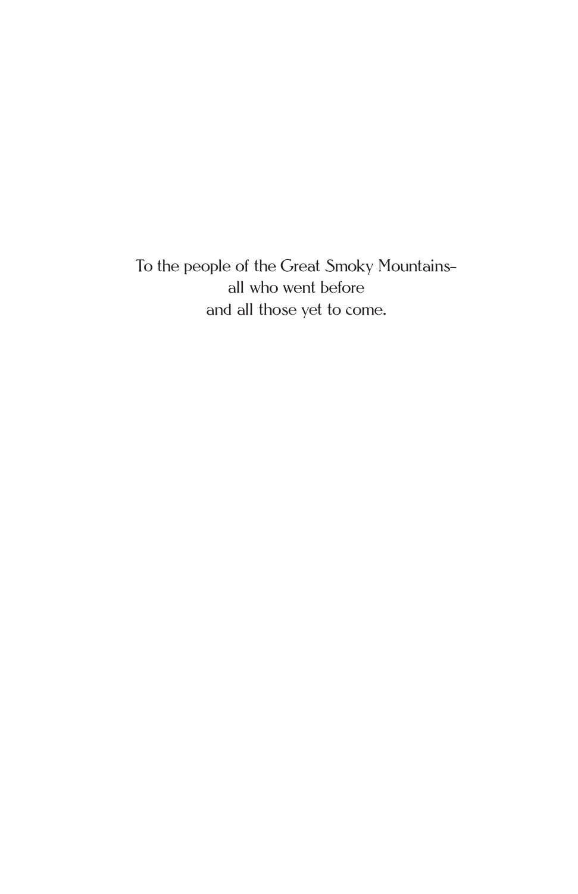To the people of the Great Smoky Mountains–
all who went before
and all those yet to come.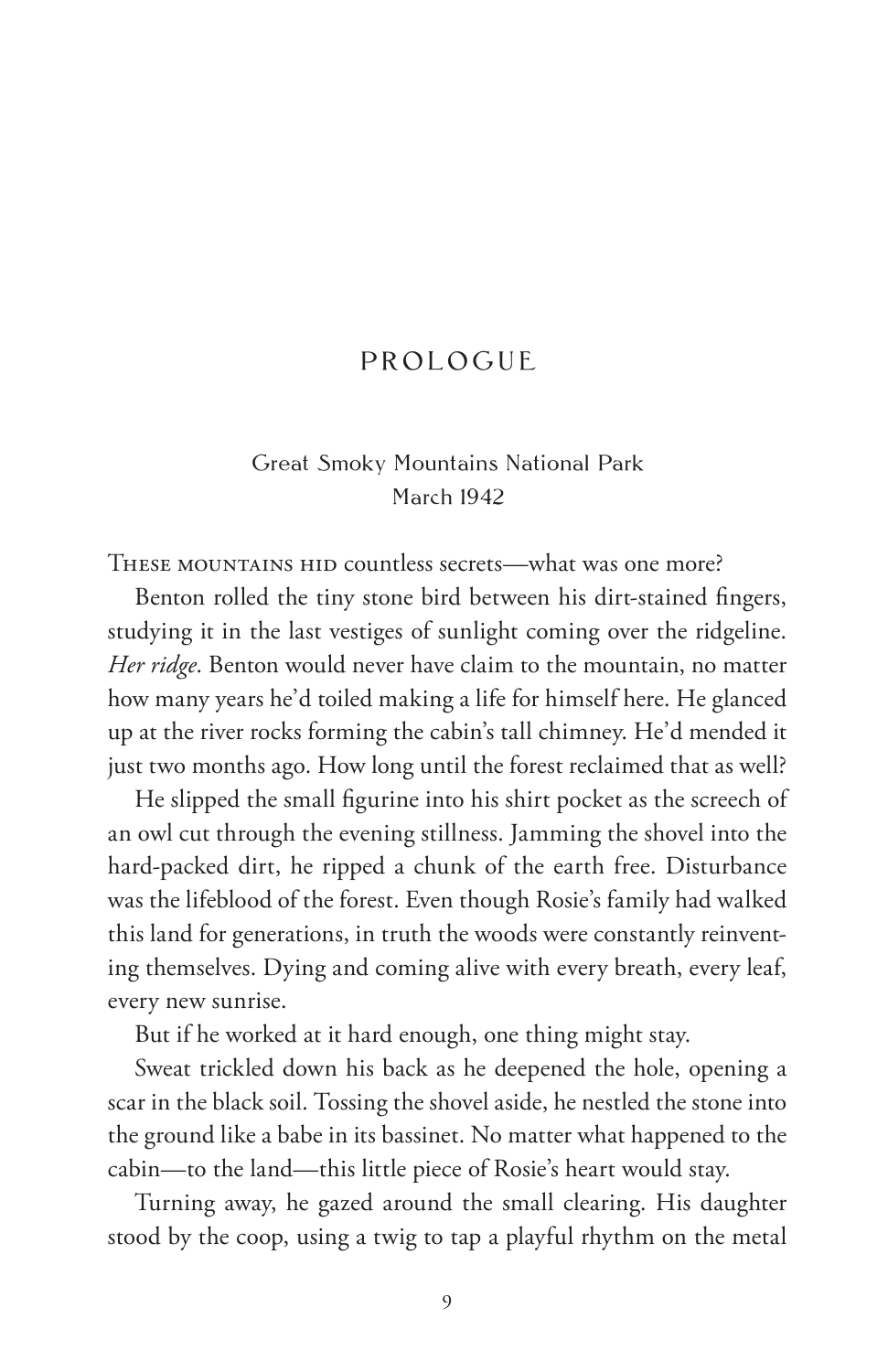# PROLOGUE

Great Smoky Mountains National Park
March 1942

These mountains hid countless secrets—what was one more?

Benton rolled the tiny stone bird between his dirt-stained fingers, studying it in the last vestiges of sunlight coming over the ridgeline. *Her ridge*. Benton would never have claim to the mountain, no matter how many years he'd toiled making a life for himself here. He glanced up at the river rocks forming the cabin's tall chimney. He'd mended it just two months ago. How long until the forest reclaimed that as well?

He slipped the small figurine into his shirt pocket as the screech of an owl cut through the evening stillness. Jamming the shovel into the hard-packed dirt, he ripped a chunk of the earth free. Disturbance was the lifeblood of the forest. Even though Rosie's family had walked this land for generations, in truth the woods were constantly reinventing themselves. Dying and coming alive with every breath, every leaf, every new sunrise.

But if he worked at it hard enough, one thing might stay.

Sweat trickled down his back as he deepened the hole, opening a scar in the black soil. Tossing the shovel aside, he nestled the stone into the ground like a babe in its bassinet. No matter what happened to the cabin—to the land—this little piece of Rosie's heart would stay.

Turning away, he gazed around the small clearing. His daughter stood by the coop, using a twig to tap a playful rhythm on the metal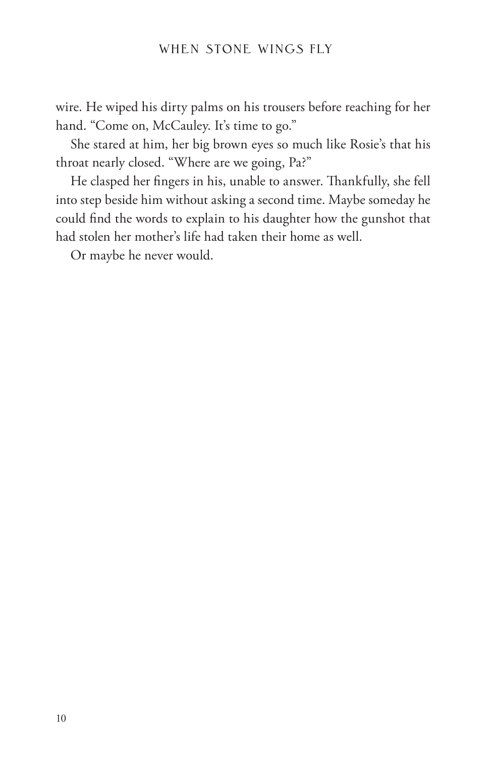wire. He wiped his dirty palms on his trousers before reaching for her hand. "Come on, McCauley. It's time to go."

She stared at him, her big brown eyes so much like Rosie's that his throat nearly closed. "Where are we going, Pa?"

He clasped her fingers in his, unable to answer. Thankfully, she fell into step beside him without asking a second time. Maybe someday he could find the words to explain to his daughter how the gunshot that had stolen her mother's life had taken their home as well.

Or maybe he never would.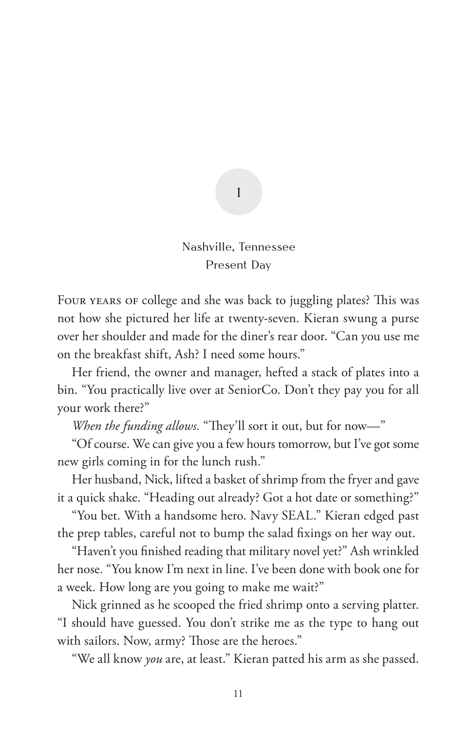# 1

Nashville, Tennessee
Present Day

Four years of college and she was back to juggling plates? This was not how she pictured her life at twenty-seven. Kieran swung a purse over her shoulder and made for the diner's rear door. "Can you use me on the breakfast shift, Ash? I need some hours."

Her friend, the owner and manager, hefted a stack of plates into a bin. "You practically live over at SeniorCo. Don't they pay you for all your work there?"

*When the funding allows.* "They'll sort it out, but for now—"

"Of course. We can give you a few hours tomorrow, but I've got some new girls coming in for the lunch rush."

Her husband, Nick, lifted a basket of shrimp from the fryer and gave it a quick shake. "Heading out already? Got a hot date or something?"

"You bet. With a handsome hero. Navy SEAL." Kieran edged past the prep tables, careful not to bump the salad fixings on her way out.

"Haven't you finished reading that military novel yet?" Ash wrinkled her nose. "You know I'm next in line. I've been done with book one for a week. How long are you going to make me wait?"

Nick grinned as he scooped the fried shrimp onto a serving platter. "I should have guessed. You don't strike me as the type to hang out with sailors. Now, army? Those are the heroes."

"We all know *you* are, at least." Kieran patted his arm as she passed.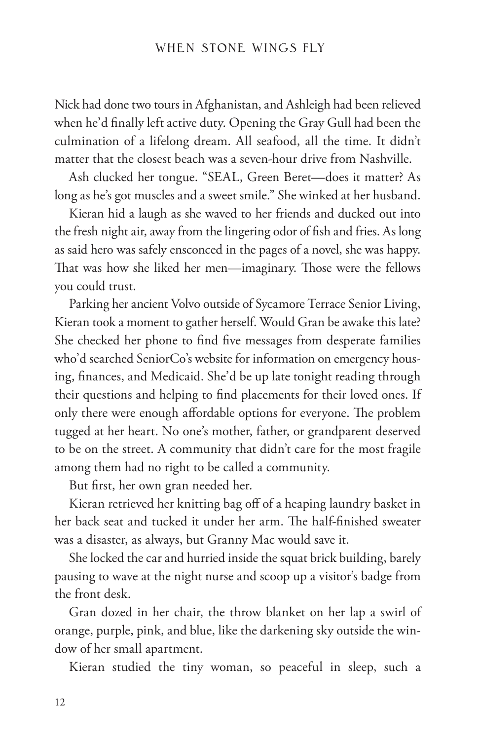Nick had done two tours in Afghanistan, and Ashleigh had been relieved when he'd finally left active duty. Opening the Gray Gull had been the culmination of a lifelong dream. All seafood, all the time. It didn't matter that the closest beach was a seven-hour drive from Nashville.

Ash clucked her tongue. "SEAL, Green Beret—does it matter? As long as he's got muscles and a sweet smile." She winked at her husband.

Kieran hid a laugh as she waved to her friends and ducked out into the fresh night air, away from the lingering odor of fish and fries. As long as said hero was safely ensconced in the pages of a novel, she was happy. That was how she liked her men—imaginary. Those were the fellows you could trust.

Parking her ancient Volvo outside of Sycamore Terrace Senior Living, Kieran took a moment to gather herself. Would Gran be awake this late? She checked her phone to find five messages from desperate families who'd searched SeniorCo's website for information on emergency housing, finances, and Medicaid. She'd be up late tonight reading through their questions and helping to find placements for their loved ones. If only there were enough affordable options for everyone. The problem tugged at her heart. No one's mother, father, or grandparent deserved to be on the street. A community that didn't care for the most fragile among them had no right to be called a community.

But first, her own gran needed her.

Kieran retrieved her knitting bag off of a heaping laundry basket in her back seat and tucked it under her arm. The half-finished sweater was a disaster, as always, but Granny Mac would save it.

She locked the car and hurried inside the squat brick building, barely pausing to wave at the night nurse and scoop up a visitor's badge from the front desk.

Gran dozed in her chair, the throw blanket on her lap a swirl of orange, purple, pink, and blue, like the darkening sky outside the window of her small apartment.

Kieran studied the tiny woman, so peaceful in sleep, such a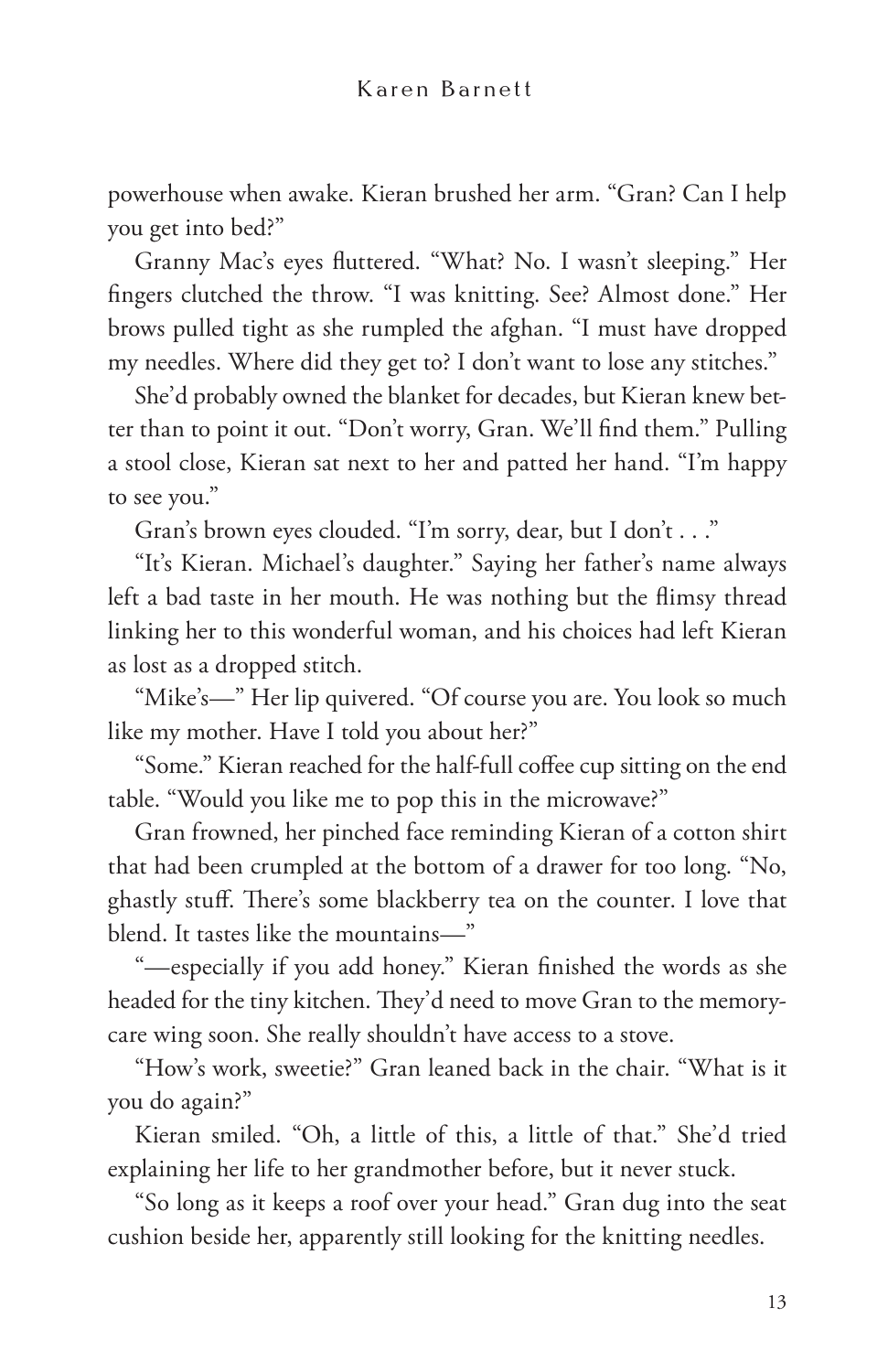powerhouse when awake. Kieran brushed her arm. "Gran? Can I help you get into bed?"

Granny Mac's eyes fluttered. "What? No. I wasn't sleeping." Her fingers clutched the throw. "I was knitting. See? Almost done." Her brows pulled tight as she rumpled the afghan. "I must have dropped my needles. Where did they get to? I don't want to lose any stitches."

She'd probably owned the blanket for decades, but Kieran knew better than to point it out. "Don't worry, Gran. We'll find them." Pulling a stool close, Kieran sat next to her and patted her hand. "I'm happy to see you."

Gran's brown eyes clouded. "I'm sorry, dear, but I don't . . ."

"It's Kieran. Michael's daughter." Saying her father's name always left a bad taste in her mouth. He was nothing but the flimsy thread linking her to this wonderful woman, and his choices had left Kieran as lost as a dropped stitch.

"Mike's—" Her lip quivered. "Of course you are. You look so much like my mother. Have I told you about her?"

"Some." Kieran reached for the half-full coffee cup sitting on the end table. "Would you like me to pop this in the microwave?"

Gran frowned, her pinched face reminding Kieran of a cotton shirt that had been crumpled at the bottom of a drawer for too long. "No, ghastly stuff. There's some blackberry tea on the counter. I love that blend. It tastes like the mountains—"

"—especially if you add honey." Kieran finished the words as she headed for the tiny kitchen. They'd need to move Gran to the memory-care wing soon. She really shouldn't have access to a stove.

"How's work, sweetie?" Gran leaned back in the chair. "What is it you do again?"

Kieran smiled. "Oh, a little of this, a little of that." She'd tried explaining her life to her grandmother before, but it never stuck.

"So long as it keeps a roof over your head." Gran dug into the seat cushion beside her, apparently still looking for the knitting needles.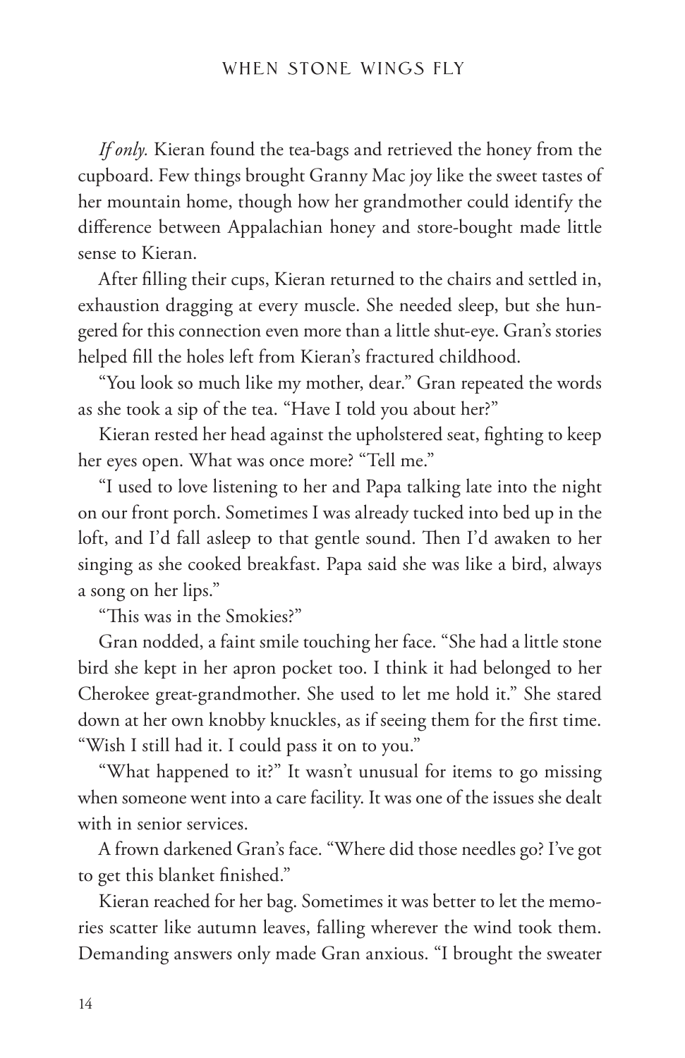*If only.* Kieran found the tea-bags and retrieved the honey from the cupboard. Few things brought Granny Mac joy like the sweet tastes of her mountain home, though how her grandmother could identify the difference between Appalachian honey and store-bought made little sense to Kieran.

After filling their cups, Kieran returned to the chairs and settled in, exhaustion dragging at every muscle. She needed sleep, but she hungered for this connection even more than a little shut-eye. Gran's stories helped fill the holes left from Kieran's fractured childhood.

"You look so much like my mother, dear." Gran repeated the words as she took a sip of the tea. "Have I told you about her?"

Kieran rested her head against the upholstered seat, fighting to keep her eyes open. What was once more? "Tell me."

"I used to love listening to her and Papa talking late into the night on our front porch. Sometimes I was already tucked into bed up in the loft, and I'd fall asleep to that gentle sound. Then I'd awaken to her singing as she cooked breakfast. Papa said she was like a bird, always a song on her lips."

"This was in the Smokies?"

Gran nodded, a faint smile touching her face. "She had a little stone bird she kept in her apron pocket too. I think it had belonged to her Cherokee great-grandmother. She used to let me hold it." She stared down at her own knobby knuckles, as if seeing them for the first time. "Wish I still had it. I could pass it on to you."

"What happened to it?" It wasn't unusual for items to go missing when someone went into a care facility. It was one of the issues she dealt with in senior services.

A frown darkened Gran's face. "Where did those needles go? I've got to get this blanket finished."

Kieran reached for her bag. Sometimes it was better to let the memories scatter like autumn leaves, falling wherever the wind took them. Demanding answers only made Gran anxious. "I brought the sweater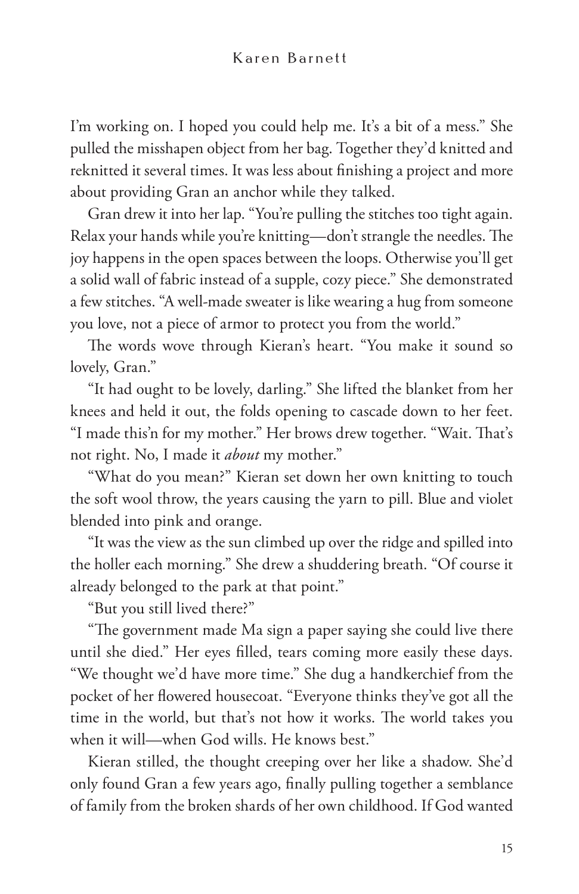I'm working on. I hoped you could help me. It's a bit of a mess." She pulled the misshapen object from her bag. Together they'd knitted and reknitted it several times. It was less about finishing a project and more about providing Gran an anchor while they talked.

Gran drew it into her lap. "You're pulling the stitches too tight again. Relax your hands while you're knitting—don't strangle the needles. The joy happens in the open spaces between the loops. Otherwise you'll get a solid wall of fabric instead of a supple, cozy piece." She demonstrated a few stitches. "A well-made sweater is like wearing a hug from someone you love, not a piece of armor to protect you from the world."

The words wove through Kieran's heart. "You make it sound so lovely, Gran."

"It had ought to be lovely, darling." She lifted the blanket from her knees and held it out, the folds opening to cascade down to her feet. "I made this'n for my mother." Her brows drew together. "Wait. That's not right. No, I made it *about* my mother."

"What do you mean?" Kieran set down her own knitting to touch the soft wool throw, the years causing the yarn to pill. Blue and violet blended into pink and orange.

"It was the view as the sun climbed up over the ridge and spilled into the holler each morning." She drew a shuddering breath. "Of course it already belonged to the park at that point."

"But you still lived there?"

"The government made Ma sign a paper saying she could live there until she died." Her eyes filled, tears coming more easily these days. "We thought we'd have more time." She dug a handkerchief from the pocket of her flowered housecoat. "Everyone thinks they've got all the time in the world, but that's not how it works. The world takes you when it will—when God wills. He knows best."

Kieran stilled, the thought creeping over her like a shadow. She'd only found Gran a few years ago, finally pulling together a semblance of family from the broken shards of her own childhood. If God wanted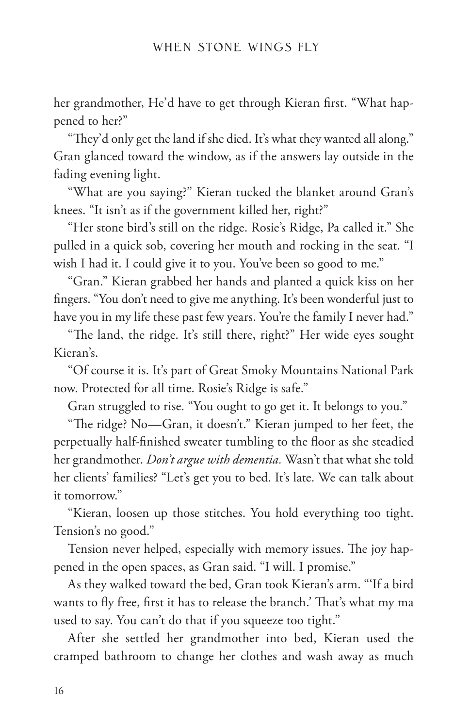her grandmother, He'd have to get through Kieran first. "What happened to her?"

"They'd only get the land if she died. It's what they wanted all along." Gran glanced toward the window, as if the answers lay outside in the fading evening light.

"What are you saying?" Kieran tucked the blanket around Gran's knees. "It isn't as if the government killed her, right?"

"Her stone bird's still on the ridge. Rosie's Ridge, Pa called it." She pulled in a quick sob, covering her mouth and rocking in the seat. "I wish I had it. I could give it to you. You've been so good to me."

"Gran." Kieran grabbed her hands and planted a quick kiss on her fingers. "You don't need to give me anything. It's been wonderful just to have you in my life these past few years. You're the family I never had."

"The land, the ridge. It's still there, right?" Her wide eyes sought Kieran's.

"Of course it is. It's part of Great Smoky Mountains National Park now. Protected for all time. Rosie's Ridge is safe."

Gran struggled to rise. "You ought to go get it. It belongs to you."

"The ridge? No—Gran, it doesn't." Kieran jumped to her feet, the perpetually half-finished sweater tumbling to the floor as she steadied her grandmother. *Don't argue with dementia.* Wasn't that what she told her clients' families? "Let's get you to bed. It's late. We can talk about it tomorrow."

"Kieran, loosen up those stitches. You hold everything too tight. Tension's no good."

Tension never helped, especially with memory issues. The joy happened in the open spaces, as Gran said. "I will. I promise."

As they walked toward the bed, Gran took Kieran's arm. "'If a bird wants to fly free, first it has to release the branch.' That's what my ma used to say. You can't do that if you squeeze too tight."

After she settled her grandmother into bed, Kieran used the cramped bathroom to change her clothes and wash away as much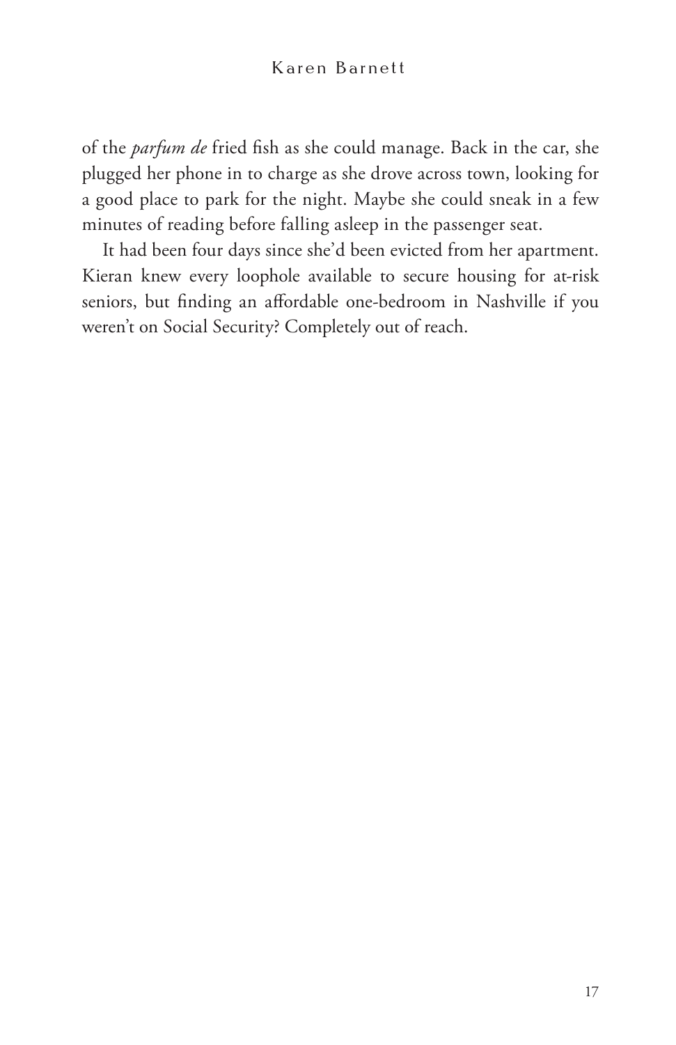of the *parfum de* fried fish as she could manage. Back in the car, she plugged her phone in to charge as she drove across town, looking for a good place to park for the night. Maybe she could sneak in a few minutes of reading before falling asleep in the passenger seat.

It had been four days since she'd been evicted from her apartment. Kieran knew every loophole available to secure housing for at-risk seniors, but finding an affordable one-bedroom in Nashville if you weren't on Social Security? Completely out of reach.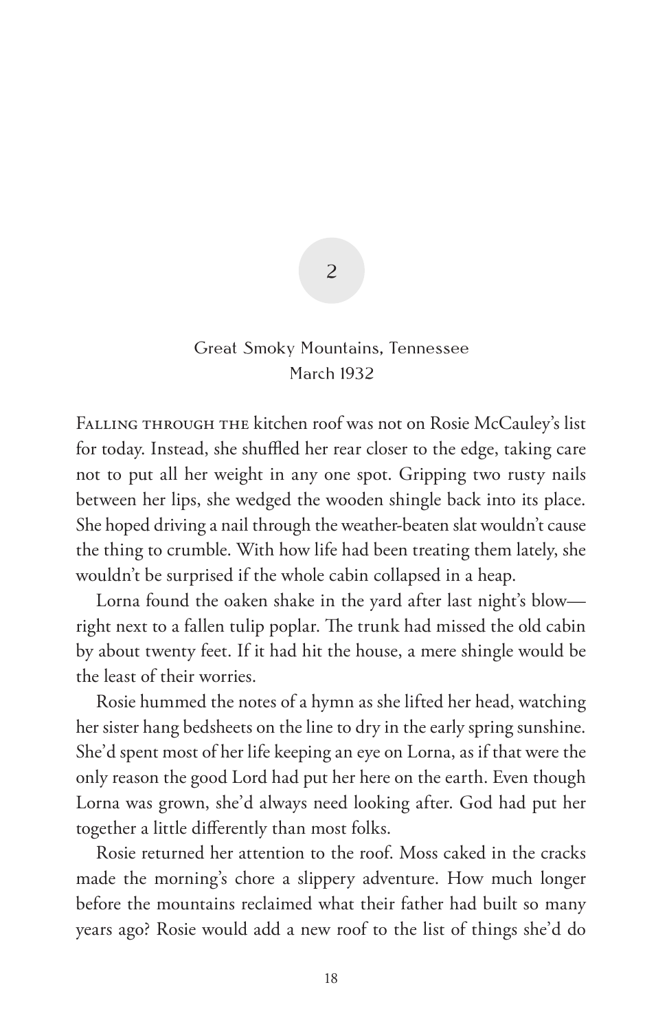# 2

Great Smoky Mountains, Tennessee
March 1932

Falling through the kitchen roof was not on Rosie McCauley's list for today. Instead, she shuffled her rear closer to the edge, taking care not to put all her weight in any one spot. Gripping two rusty nails between her lips, she wedged the wooden shingle back into its place. She hoped driving a nail through the weather-beaten slat wouldn't cause the thing to crumble. With how life had been treating them lately, she wouldn't be surprised if the whole cabin collapsed in a heap.

Lorna found the oaken shake in the yard after last night's blow—right next to a fallen tulip poplar. The trunk had missed the old cabin by about twenty feet. If it had hit the house, a mere shingle would be the least of their worries.

Rosie hummed the notes of a hymn as she lifted her head, watching her sister hang bedsheets on the line to dry in the early spring sunshine. She'd spent most of her life keeping an eye on Lorna, as if that were the only reason the good Lord had put her here on the earth. Even though Lorna was grown, she'd always need looking after. God had put her together a little differently than most folks.

Rosie returned her attention to the roof. Moss caked in the cracks made the morning's chore a slippery adventure. How much longer before the mountains reclaimed what their father had built so many years ago? Rosie would add a new roof to the list of things she'd do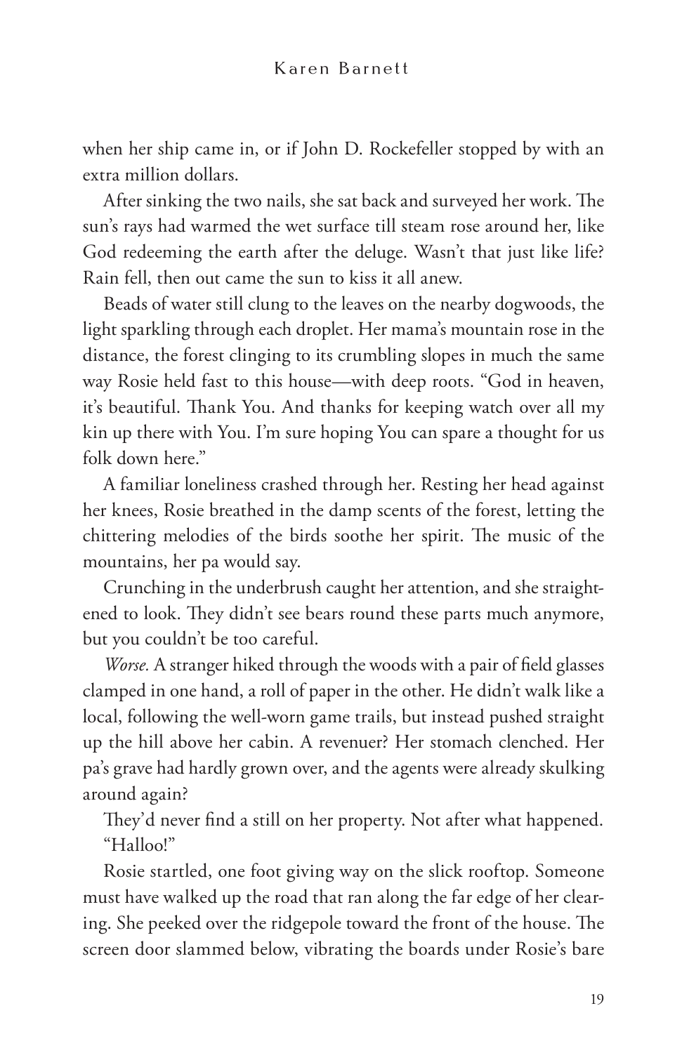when her ship came in, or if John D. Rockefeller stopped by with an extra million dollars.

After sinking the two nails, she sat back and surveyed her work. The sun's rays had warmed the wet surface till steam rose around her, like God redeeming the earth after the deluge. Wasn't that just like life? Rain fell, then out came the sun to kiss it all anew.

Beads of water still clung to the leaves on the nearby dogwoods, the light sparkling through each droplet. Her mama's mountain rose in the distance, the forest clinging to its crumbling slopes in much the same way Rosie held fast to this house—with deep roots. "God in heaven, it's beautiful. Thank You. And thanks for keeping watch over all my kin up there with You. I'm sure hoping You can spare a thought for us folk down here."

A familiar loneliness crashed through her. Resting her head against her knees, Rosie breathed in the damp scents of the forest, letting the chittering melodies of the birds soothe her spirit. The music of the mountains, her pa would say.

Crunching in the underbrush caught her attention, and she straightened to look. They didn't see bears round these parts much anymore, but you couldn't be too careful.

*Worse.* A stranger hiked through the woods with a pair of field glasses clamped in one hand, a roll of paper in the other. He didn't walk like a local, following the well-worn game trails, but instead pushed straight up the hill above her cabin. A revenuer? Her stomach clenched. Her pa's grave had hardly grown over, and the agents were already skulking around again?

They'd never find a still on her property. Not after what happened.

"Halloo!"

Rosie startled, one foot giving way on the slick rooftop. Someone must have walked up the road that ran along the far edge of her clearing. She peeked over the ridgepole toward the front of the house. The screen door slammed below, vibrating the boards under Rosie's bare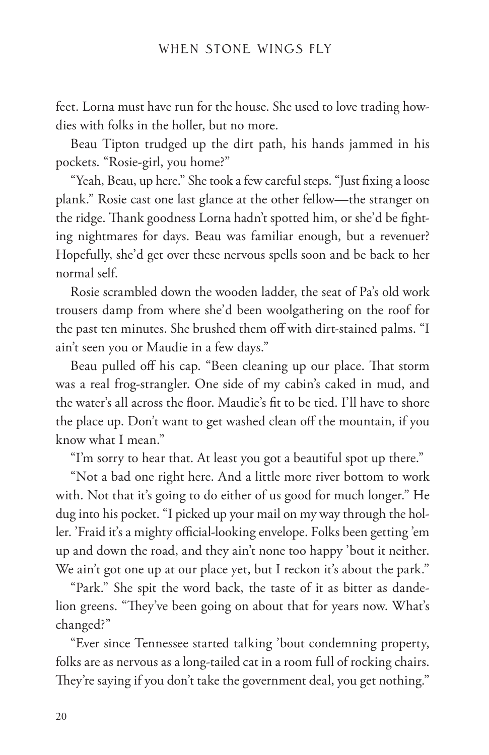feet. Lorna must have run for the house. She used to love trading howdies with folks in the holler, but no more.

Beau Tipton trudged up the dirt path, his hands jammed in his pockets. "Rosie-girl, you home?"

"Yeah, Beau, up here." She took a few careful steps. "Just fixing a loose plank." Rosie cast one last glance at the other fellow—the stranger on the ridge. Thank goodness Lorna hadn't spotted him, or she'd be fighting nightmares for days. Beau was familiar enough, but a revenuer? Hopefully, she'd get over these nervous spells soon and be back to her normal self.

Rosie scrambled down the wooden ladder, the seat of Pa's old work trousers damp from where she'd been woolgathering on the roof for the past ten minutes. She brushed them off with dirt-stained palms. "I ain't seen you or Maudie in a few days."

Beau pulled off his cap. "Been cleaning up our place. That storm was a real frog-strangler. One side of my cabin's caked in mud, and the water's all across the floor. Maudie's fit to be tied. I'll have to shore the place up. Don't want to get washed clean off the mountain, if you know what I mean."

"I'm sorry to hear that. At least you got a beautiful spot up there."

"Not a bad one right here. And a little more river bottom to work with. Not that it's going to do either of us good for much longer." He dug into his pocket. "I picked up your mail on my way through the holler. 'Fraid it's a mighty official-looking envelope. Folks been getting 'em up and down the road, and they ain't none too happy 'bout it neither. We ain't got one up at our place yet, but I reckon it's about the park."

"Park." She spit the word back, the taste of it as bitter as dandelion greens. "They've been going on about that for years now. What's changed?"

"Ever since Tennessee started talking 'bout condemning property, folks are as nervous as a long-tailed cat in a room full of rocking chairs. They're saying if you don't take the government deal, you get nothing."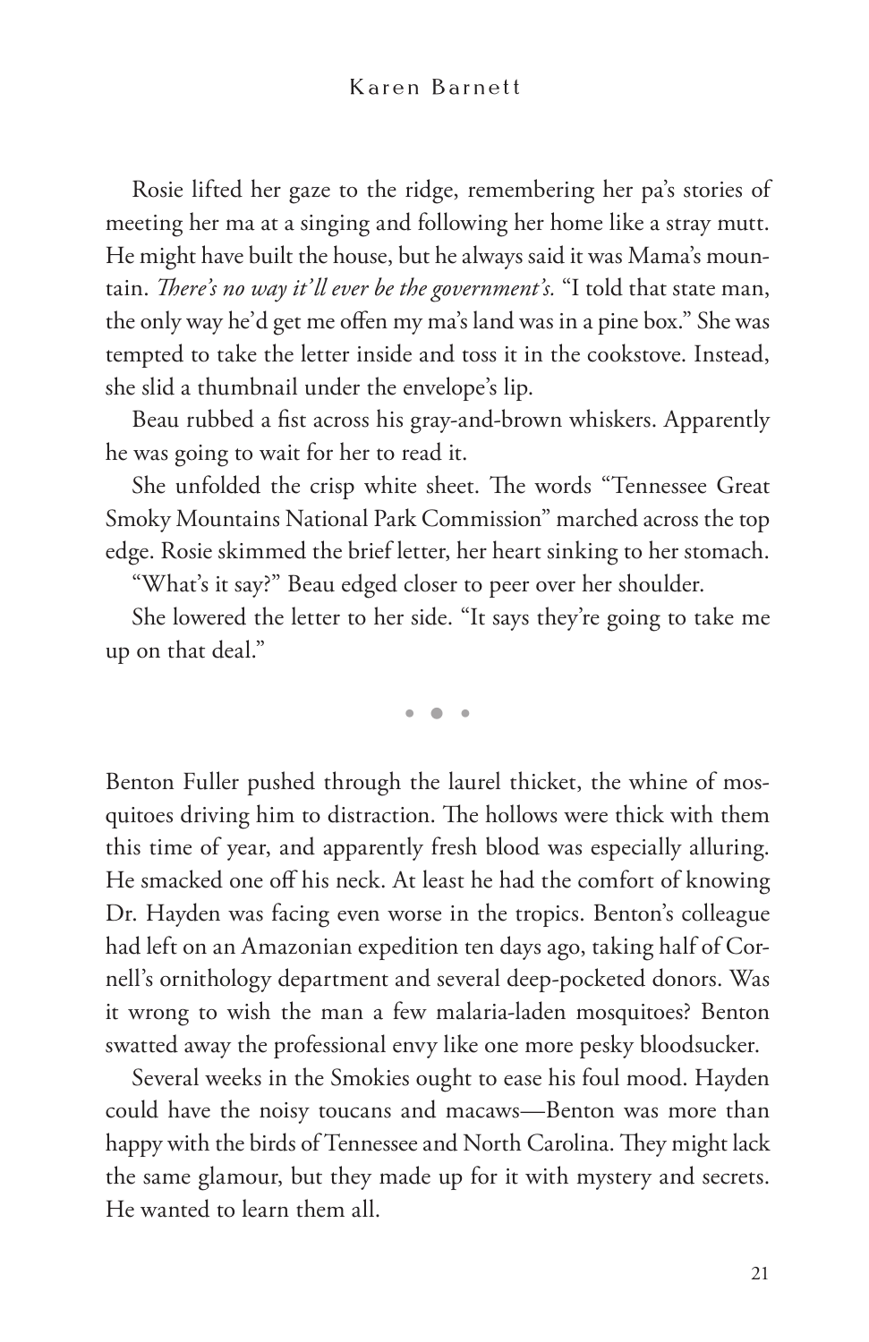Rosie lifted her gaze to the ridge, remembering her pa's stories of meeting her ma at a singing and following her home like a stray mutt. He might have built the house, but he always said it was Mama's mountain. *There's no way it'll ever be the government's.* "I told that state man, the only way he'd get me offen my ma's land was in a pine box." She was tempted to take the letter inside and toss it in the cookstove. Instead, she slid a thumbnail under the envelope's lip.

Beau rubbed a fist across his gray-and-brown whiskers. Apparently he was going to wait for her to read it.

She unfolded the crisp white sheet. The words "Tennessee Great Smoky Mountains National Park Commission" marched across the top edge. Rosie skimmed the brief letter, her heart sinking to her stomach.

"What's it say?" Beau edged closer to peer over her shoulder.

She lowered the letter to her side. "It says they're going to take me up on that deal."

• • •

Benton Fuller pushed through the laurel thicket, the whine of mosquitoes driving him to distraction. The hollows were thick with them this time of year, and apparently fresh blood was especially alluring. He smacked one off his neck. At least he had the comfort of knowing Dr. Hayden was facing even worse in the tropics. Benton's colleague had left on an Amazonian expedition ten days ago, taking half of Cornell's ornithology department and several deep-pocketed donors. Was it wrong to wish the man a few malaria-laden mosquitoes? Benton swatted away the professional envy like one more pesky bloodsucker.

Several weeks in the Smokies ought to ease his foul mood. Hayden could have the noisy toucans and macaws—Benton was more than happy with the birds of Tennessee and North Carolina. They might lack the same glamour, but they made up for it with mystery and secrets. He wanted to learn them all.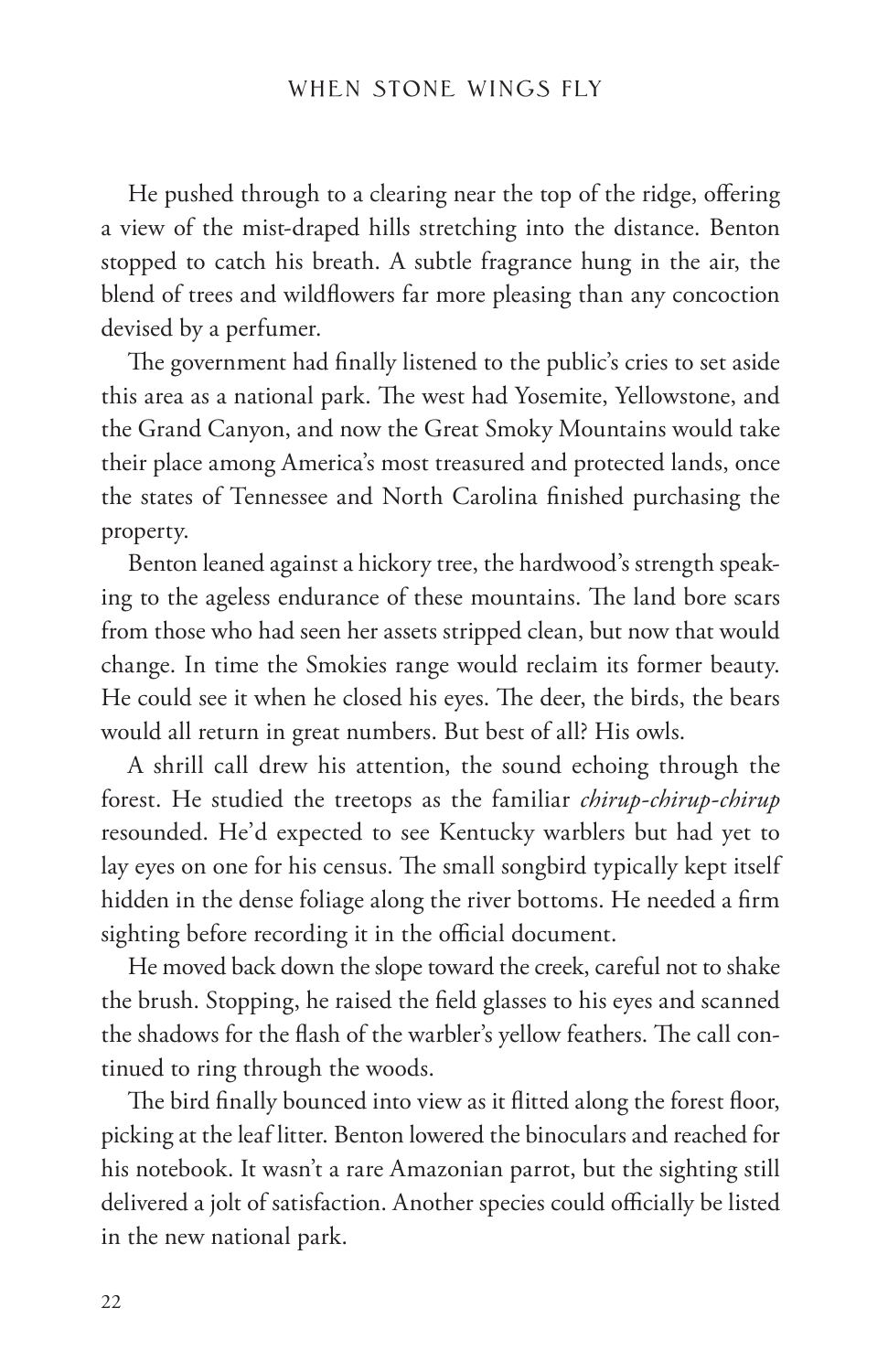He pushed through to a clearing near the top of the ridge, offering a view of the mist-draped hills stretching into the distance. Benton stopped to catch his breath. A subtle fragrance hung in the air, the blend of trees and wildflowers far more pleasing than any concoction devised by a perfumer.

The government had finally listened to the public's cries to set aside this area as a national park. The west had Yosemite, Yellowstone, and the Grand Canyon, and now the Great Smoky Mountains would take their place among America's most treasured and protected lands, once the states of Tennessee and North Carolina finished purchasing the property.

Benton leaned against a hickory tree, the hardwood's strength speaking to the ageless endurance of these mountains. The land bore scars from those who had seen her assets stripped clean, but now that would change. In time the Smokies range would reclaim its former beauty. He could see it when he closed his eyes. The deer, the birds, the bears would all return in great numbers. But best of all? His owls.

A shrill call drew his attention, the sound echoing through the forest. He studied the treetops as the familiar *chirup-chirup-chirup* resounded. He'd expected to see Kentucky warblers but had yet to lay eyes on one for his census. The small songbird typically kept itself hidden in the dense foliage along the river bottoms. He needed a firm sighting before recording it in the official document.

He moved back down the slope toward the creek, careful not to shake the brush. Stopping, he raised the field glasses to his eyes and scanned the shadows for the flash of the warbler's yellow feathers. The call continued to ring through the woods.

The bird finally bounced into view as it flitted along the forest floor, picking at the leaf litter. Benton lowered the binoculars and reached for his notebook. It wasn't a rare Amazonian parrot, but the sighting still delivered a jolt of satisfaction. Another species could officially be listed in the new national park.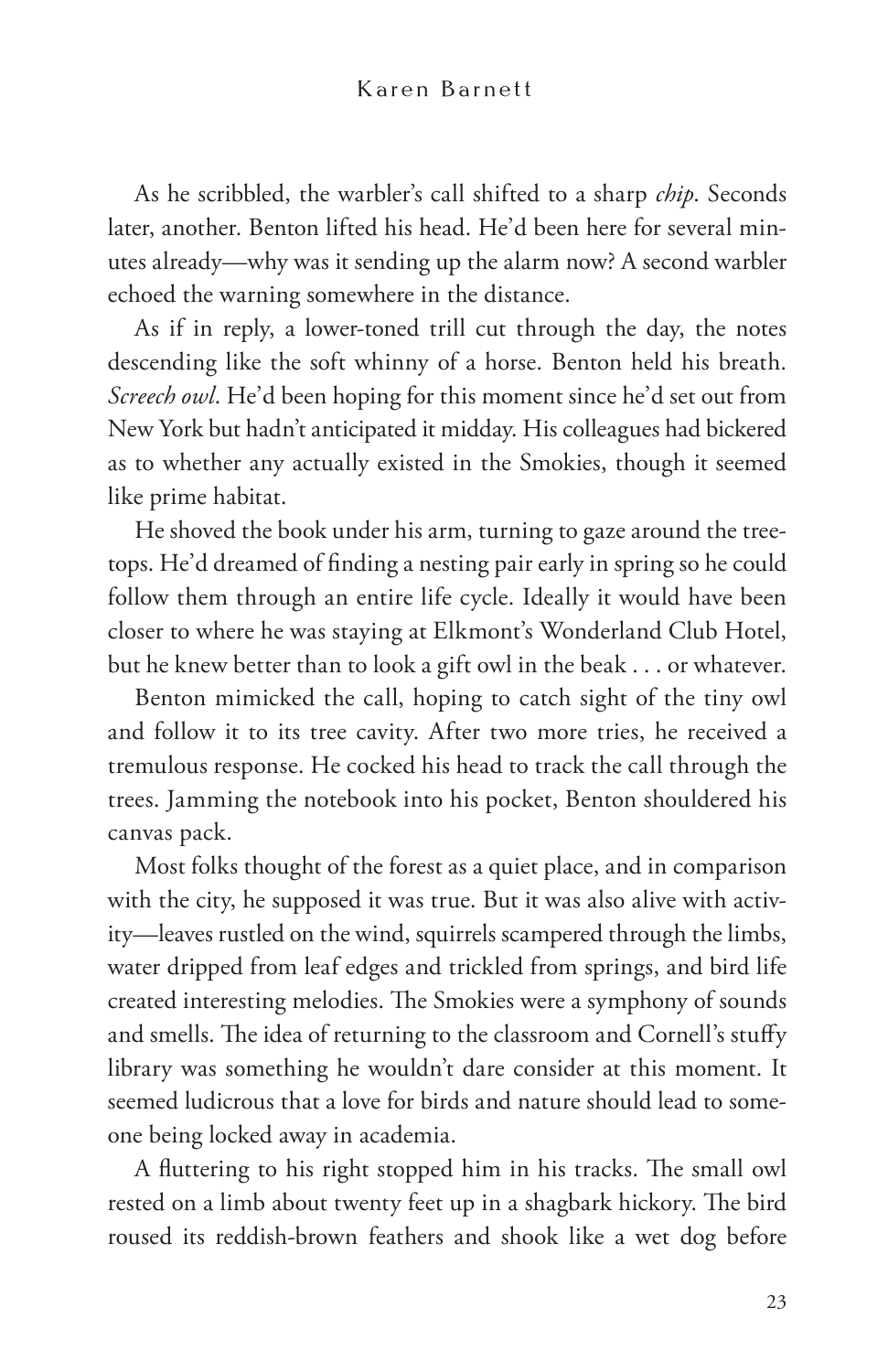As he scribbled, the warbler's call shifted to a sharp *chip*. Seconds later, another. Benton lifted his head. He'd been here for several minutes already—why was it sending up the alarm now? A second warbler echoed the warning somewhere in the distance.

As if in reply, a lower-toned trill cut through the day, the notes descending like the soft whinny of a horse. Benton held his breath. *Screech owl*. He'd been hoping for this moment since he'd set out from New York but hadn't anticipated it midday. His colleagues had bickered as to whether any actually existed in the Smokies, though it seemed like prime habitat.

He shoved the book under his arm, turning to gaze around the treetops. He'd dreamed of finding a nesting pair early in spring so he could follow them through an entire life cycle. Ideally it would have been closer to where he was staying at Elkmont's Wonderland Club Hotel, but he knew better than to look a gift owl in the beak . . . or whatever.

Benton mimicked the call, hoping to catch sight of the tiny owl and follow it to its tree cavity. After two more tries, he received a tremulous response. He cocked his head to track the call through the trees. Jamming the notebook into his pocket, Benton shouldered his canvas pack.

Most folks thought of the forest as a quiet place, and in comparison with the city, he supposed it was true. But it was also alive with activity—leaves rustled on the wind, squirrels scampered through the limbs, water dripped from leaf edges and trickled from springs, and bird life created interesting melodies. The Smokies were a symphony of sounds and smells. The idea of returning to the classroom and Cornell's stuffy library was something he wouldn't dare consider at this moment. It seemed ludicrous that a love for birds and nature should lead to someone being locked away in academia.

A fluttering to his right stopped him in his tracks. The small owl rested on a limb about twenty feet up in a shagbark hickory. The bird roused its reddish-brown feathers and shook like a wet dog before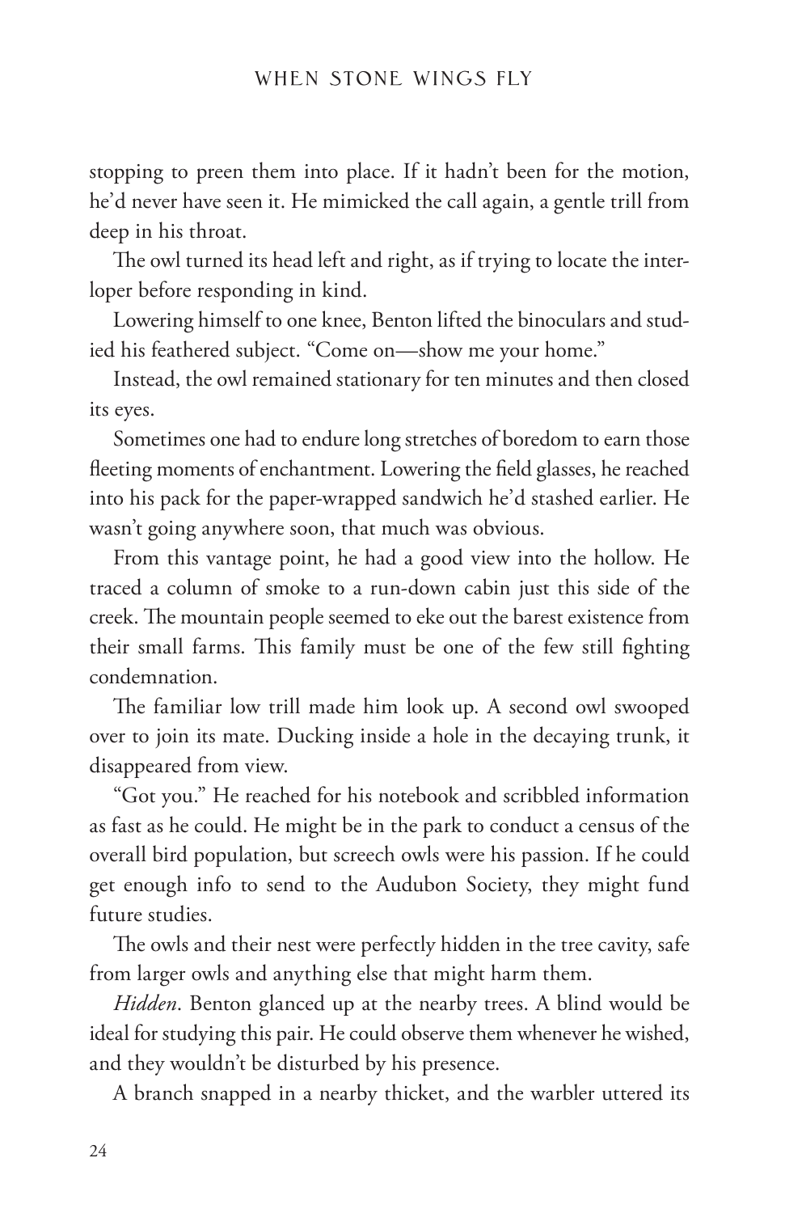stopping to preen them into place. If it hadn't been for the motion, he'd never have seen it. He mimicked the call again, a gentle trill from deep in his throat.

The owl turned its head left and right, as if trying to locate the interloper before responding in kind.

Lowering himself to one knee, Benton lifted the binoculars and studied his feathered subject. "Come on—show me your home."

Instead, the owl remained stationary for ten minutes and then closed its eyes.

Sometimes one had to endure long stretches of boredom to earn those fleeting moments of enchantment. Lowering the field glasses, he reached into his pack for the paper-wrapped sandwich he'd stashed earlier. He wasn't going anywhere soon, that much was obvious.

From this vantage point, he had a good view into the hollow. He traced a column of smoke to a run-down cabin just this side of the creek. The mountain people seemed to eke out the barest existence from their small farms. This family must be one of the few still fighting condemnation.

The familiar low trill made him look up. A second owl swooped over to join its mate. Ducking inside a hole in the decaying trunk, it disappeared from view.

"Got you." He reached for his notebook and scribbled information as fast as he could. He might be in the park to conduct a census of the overall bird population, but screech owls were his passion. If he could get enough info to send to the Audubon Society, they might fund future studies.

The owls and their nest were perfectly hidden in the tree cavity, safe from larger owls and anything else that might harm them.

*Hidden*. Benton glanced up at the nearby trees. A blind would be ideal for studying this pair. He could observe them whenever he wished, and they wouldn't be disturbed by his presence.

A branch snapped in a nearby thicket, and the warbler uttered its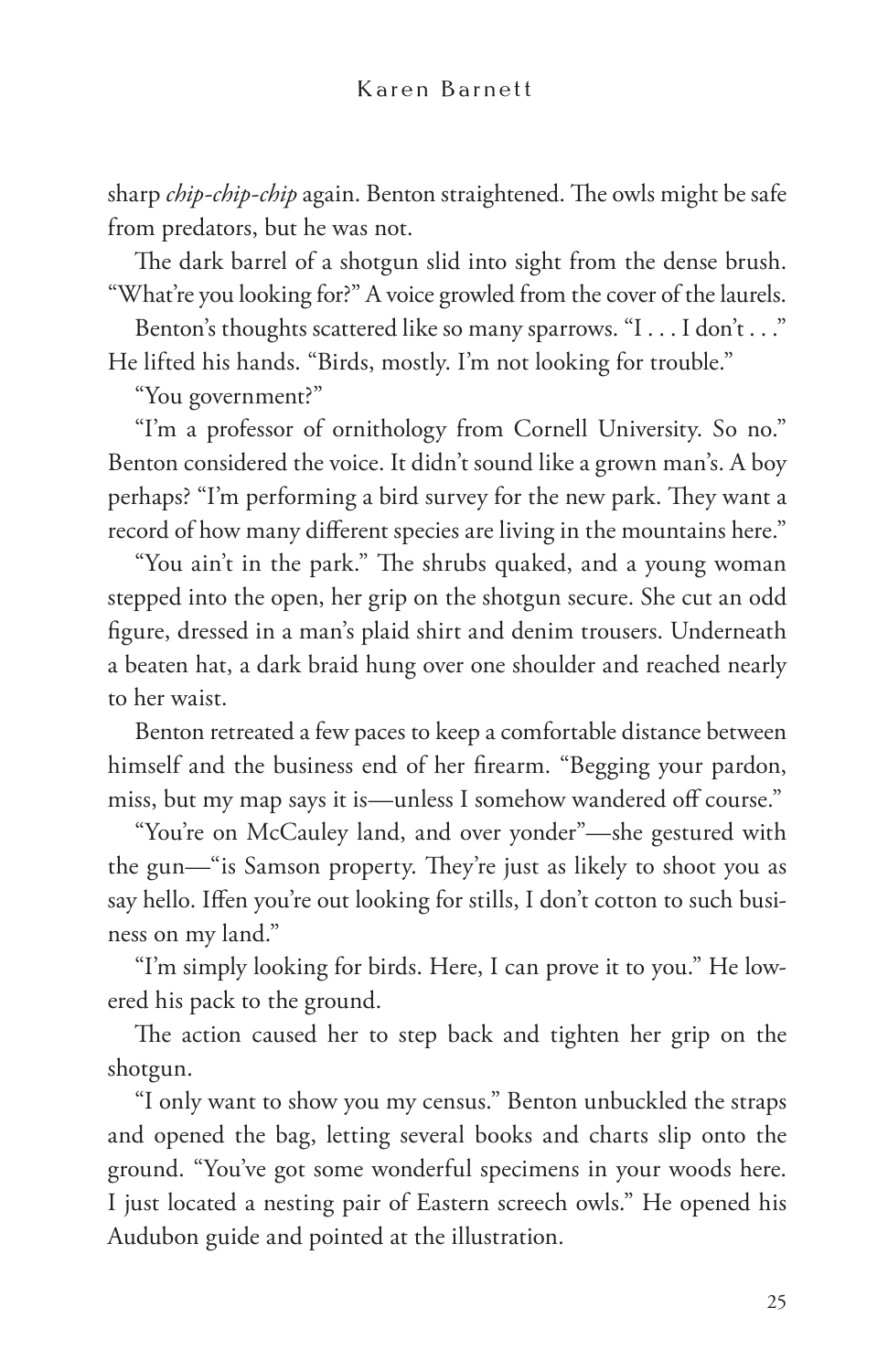sharp *chip-chip-chip* again. Benton straightened. The owls might be safe from predators, but he was not.

The dark barrel of a shotgun slid into sight from the dense brush. "What're you looking for?" A voice growled from the cover of the laurels.

Benton's thoughts scattered like so many sparrows. "I . . . I don't . . ." He lifted his hands. "Birds, mostly. I'm not looking for trouble."

"You government?"

"I'm a professor of ornithology from Cornell University. So no." Benton considered the voice. It didn't sound like a grown man's. A boy perhaps? "I'm performing a bird survey for the new park. They want a record of how many different species are living in the mountains here."

"You ain't in the park." The shrubs quaked, and a young woman stepped into the open, her grip on the shotgun secure. She cut an odd figure, dressed in a man's plaid shirt and denim trousers. Underneath a beaten hat, a dark braid hung over one shoulder and reached nearly to her waist.

Benton retreated a few paces to keep a comfortable distance between himself and the business end of her firearm. "Begging your pardon, miss, but my map says it is—unless I somehow wandered off course."

"You're on McCauley land, and over yonder"—she gestured with the gun—"is Samson property. They're just as likely to shoot you as say hello. Iffen you're out looking for stills, I don't cotton to such business on my land."

"I'm simply looking for birds. Here, I can prove it to you." He lowered his pack to the ground.

The action caused her to step back and tighten her grip on the shotgun.

"I only want to show you my census." Benton unbuckled the straps and opened the bag, letting several books and charts slip onto the ground. "You've got some wonderful specimens in your woods here. I just located a nesting pair of Eastern screech owls." He opened his Audubon guide and pointed at the illustration.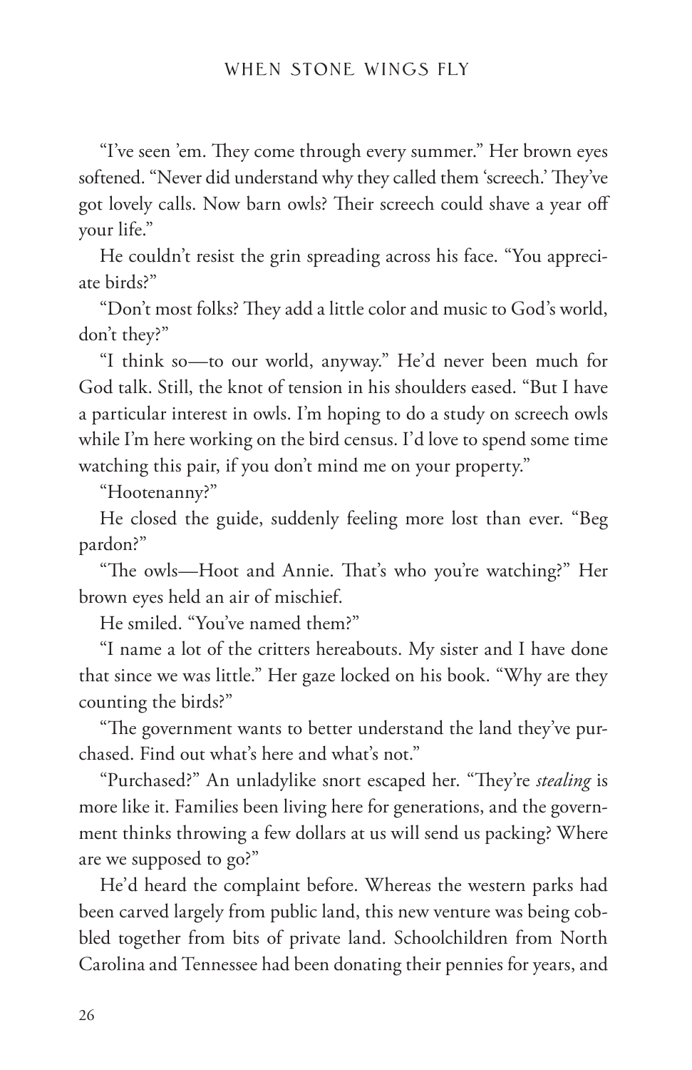"I've seen 'em. They come through every summer." Her brown eyes softened. "Never did understand why they called them 'screech.' They've got lovely calls. Now barn owls? Their screech could shave a year off your life."

He couldn't resist the grin spreading across his face. "You appreciate birds?"

"Don't most folks? They add a little color and music to God's world, don't they?"

"I think so—to our world, anyway." He'd never been much for God talk. Still, the knot of tension in his shoulders eased. "But I have a particular interest in owls. I'm hoping to do a study on screech owls while I'm here working on the bird census. I'd love to spend some time watching this pair, if you don't mind me on your property."

"Hootenanny?"

He closed the guide, suddenly feeling more lost than ever. "Beg pardon?"

"The owls—Hoot and Annie. That's who you're watching?" Her brown eyes held an air of mischief.

He smiled. "You've named them?"

"I name a lot of the critters hereabouts. My sister and I have done that since we was little." Her gaze locked on his book. "Why are they counting the birds?"

"The government wants to better understand the land they've purchased. Find out what's here and what's not."

"Purchased?" An unladylike snort escaped her. "They're *stealing* is more like it. Families been living here for generations, and the government thinks throwing a few dollars at us will send us packing? Where are we supposed to go?"

He'd heard the complaint before. Whereas the western parks had been carved largely from public land, this new venture was being cobbled together from bits of private land. Schoolchildren from North Carolina and Tennessee had been donating their pennies for years, and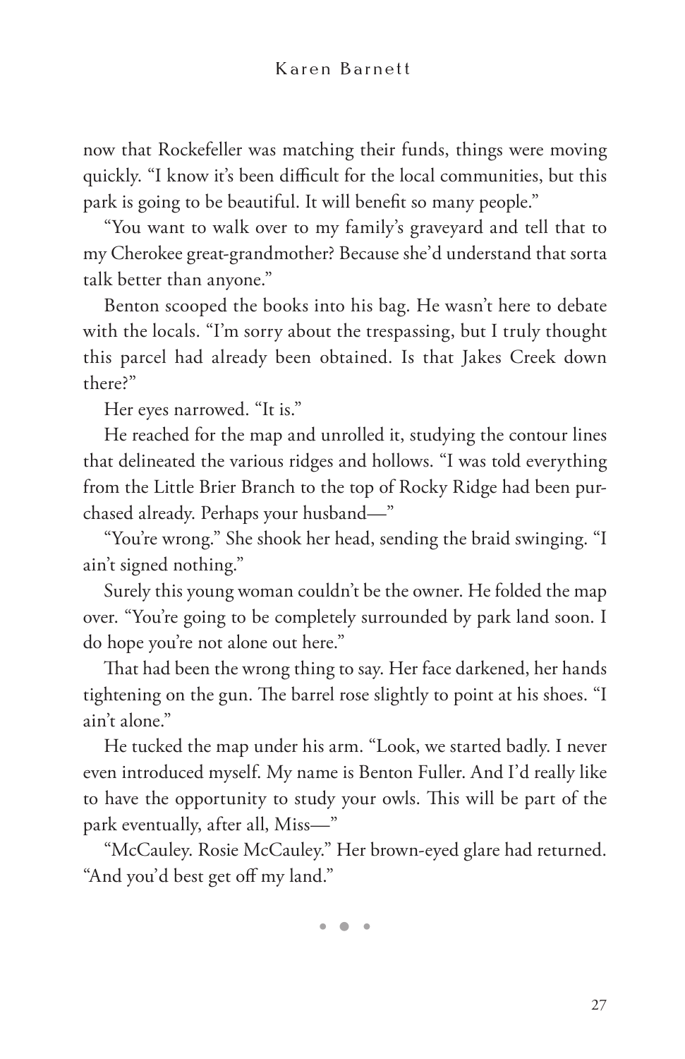now that Rockefeller was matching their funds, things were moving quickly. "I know it's been difficult for the local communities, but this park is going to be beautiful. It will benefit so many people."

"You want to walk over to my family's graveyard and tell that to my Cherokee great-grandmother? Because she'd understand that sorta talk better than anyone."

Benton scooped the books into his bag. He wasn't here to debate with the locals. "I'm sorry about the trespassing, but I truly thought this parcel had already been obtained. Is that Jakes Creek down there?"

Her eyes narrowed. "It is."

He reached for the map and unrolled it, studying the contour lines that delineated the various ridges and hollows. "I was told everything from the Little Brier Branch to the top of Rocky Ridge had been purchased already. Perhaps your husband—"

"You're wrong." She shook her head, sending the braid swinging. "I ain't signed nothing."

Surely this young woman couldn't be the owner. He folded the map over. "You're going to be completely surrounded by park land soon. I do hope you're not alone out here."

That had been the wrong thing to say. Her face darkened, her hands tightening on the gun. The barrel rose slightly to point at his shoes. "I ain't alone."

He tucked the map under his arm. "Look, we started badly. I never even introduced myself. My name is Benton Fuller. And I'd really like to have the opportunity to study your owls. This will be part of the park eventually, after all, Miss—"

"McCauley. Rosie McCauley." Her brown-eyed glare had returned. "And you'd best get off my land."

• • •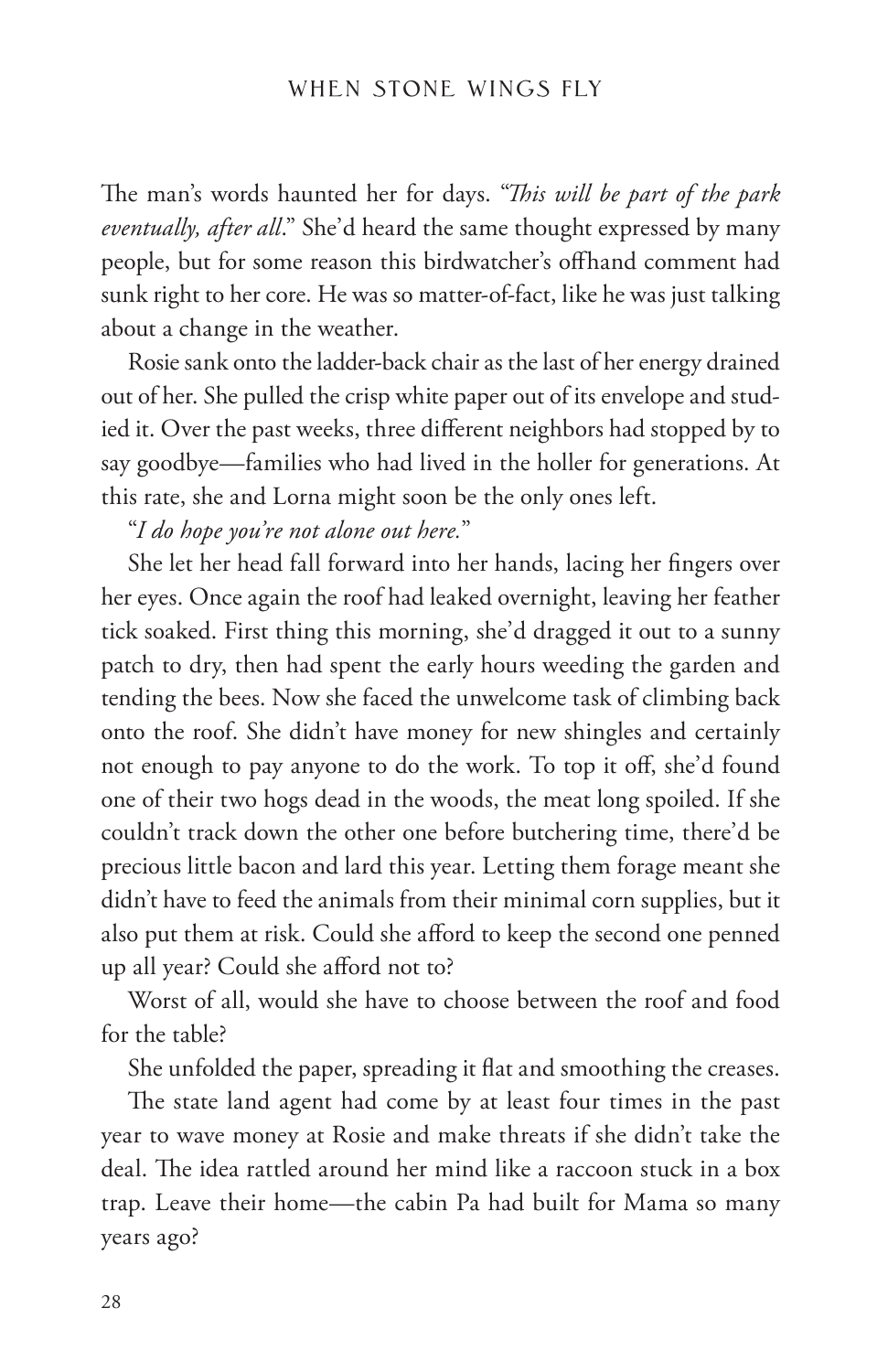The man's words haunted her for days. "*This will be part of the park eventually, after all*." She'd heard the same thought expressed by many people, but for some reason this birdwatcher's offhand comment had sunk right to her core. He was so matter-of-fact, like he was just talking about a change in the weather.

Rosie sank onto the ladder-back chair as the last of her energy drained out of her. She pulled the crisp white paper out of its envelope and studied it. Over the past weeks, three different neighbors had stopped by to say goodbye—families who had lived in the holler for generations. At this rate, she and Lorna might soon be the only ones left.

"*I do hope you're not alone out here.*"

She let her head fall forward into her hands, lacing her fingers over her eyes. Once again the roof had leaked overnight, leaving her feather tick soaked. First thing this morning, she'd dragged it out to a sunny patch to dry, then had spent the early hours weeding the garden and tending the bees. Now she faced the unwelcome task of climbing back onto the roof. She didn't have money for new shingles and certainly not enough to pay anyone to do the work. To top it off, she'd found one of their two hogs dead in the woods, the meat long spoiled. If she couldn't track down the other one before butchering time, there'd be precious little bacon and lard this year. Letting them forage meant she didn't have to feed the animals from their minimal corn supplies, but it also put them at risk. Could she afford to keep the second one penned up all year? Could she afford not to?

Worst of all, would she have to choose between the roof and food for the table?

She unfolded the paper, spreading it flat and smoothing the creases.

The state land agent had come by at least four times in the past year to wave money at Rosie and make threats if she didn't take the deal. The idea rattled around her mind like a raccoon stuck in a box trap. Leave their home—the cabin Pa had built for Mama so many years ago?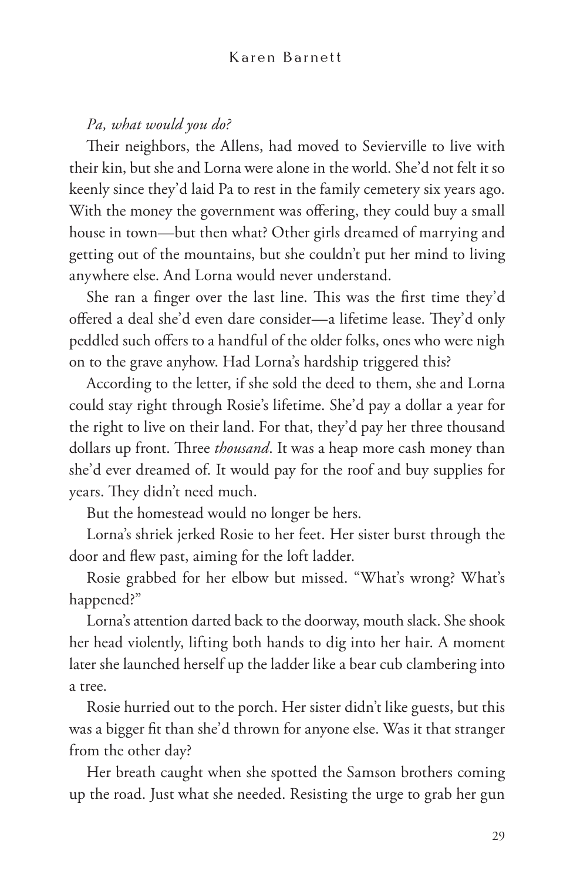*Pa, what would you do?*

Their neighbors, the Allens, had moved to Sevierville to live with their kin, but she and Lorna were alone in the world. She'd not felt it so keenly since they'd laid Pa to rest in the family cemetery six years ago. With the money the government was offering, they could buy a small house in town—but then what? Other girls dreamed of marrying and getting out of the mountains, but she couldn't put her mind to living anywhere else. And Lorna would never understand.

She ran a finger over the last line. This was the first time they'd offered a deal she'd even dare consider—a lifetime lease. They'd only peddled such offers to a handful of the older folks, ones who were nigh on to the grave anyhow. Had Lorna's hardship triggered this?

According to the letter, if she sold the deed to them, she and Lorna could stay right through Rosie's lifetime. She'd pay a dollar a year for the right to live on their land. For that, they'd pay her three thousand dollars up front. Three *thousand*. It was a heap more cash money than she'd ever dreamed of. It would pay for the roof and buy supplies for years. They didn't need much.

But the homestead would no longer be hers.

Lorna's shriek jerked Rosie to her feet. Her sister burst through the door and flew past, aiming for the loft ladder.

Rosie grabbed for her elbow but missed. "What's wrong? What's happened?"

Lorna's attention darted back to the doorway, mouth slack. She shook her head violently, lifting both hands to dig into her hair. A moment later she launched herself up the ladder like a bear cub clambering into a tree.

Rosie hurried out to the porch. Her sister didn't like guests, but this was a bigger fit than she'd thrown for anyone else. Was it that stranger from the other day?

Her breath caught when she spotted the Samson brothers coming up the road. Just what she needed. Resisting the urge to grab her gun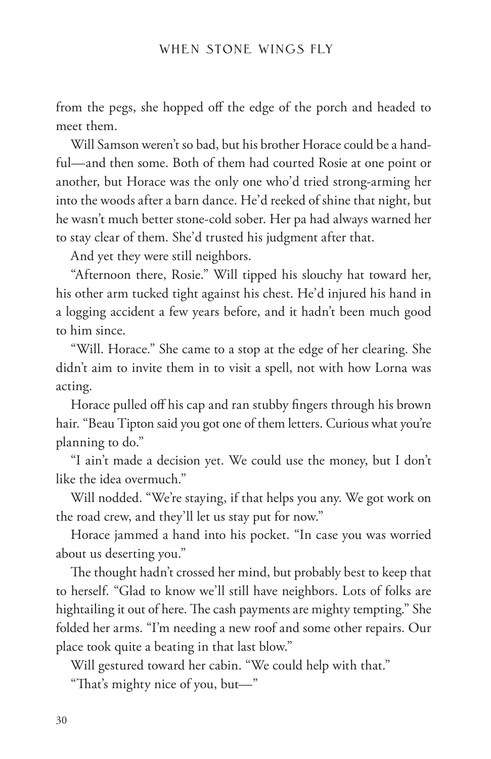from the pegs, she hopped off the edge of the porch and headed to meet them.

Will Samson weren't so bad, but his brother Horace could be a handful—and then some. Both of them had courted Rosie at one point or another, but Horace was the only one who'd tried strong-arming her into the woods after a barn dance. He'd reeked of shine that night, but he wasn't much better stone-cold sober. Her pa had always warned her to stay clear of them. She'd trusted his judgment after that.

And yet they were still neighbors.

"Afternoon there, Rosie." Will tipped his slouchy hat toward her, his other arm tucked tight against his chest. He'd injured his hand in a logging accident a few years before, and it hadn't been much good to him since.

"Will. Horace." She came to a stop at the edge of her clearing. She didn't aim to invite them in to visit a spell, not with how Lorna was acting.

Horace pulled off his cap and ran stubby fingers through his brown hair. "Beau Tipton said you got one of them letters. Curious what you're planning to do."

"I ain't made a decision yet. We could use the money, but I don't like the idea overmuch."

Will nodded. "We're staying, if that helps you any. We got work on the road crew, and they'll let us stay put for now."

Horace jammed a hand into his pocket. "In case you was worried about us deserting you."

The thought hadn't crossed her mind, but probably best to keep that to herself. "Glad to know we'll still have neighbors. Lots of folks are hightailing it out of here. The cash payments are mighty tempting." She folded her arms. "I'm needing a new roof and some other repairs. Our place took quite a beating in that last blow."

Will gestured toward her cabin. "We could help with that."

"That's mighty nice of you, but—"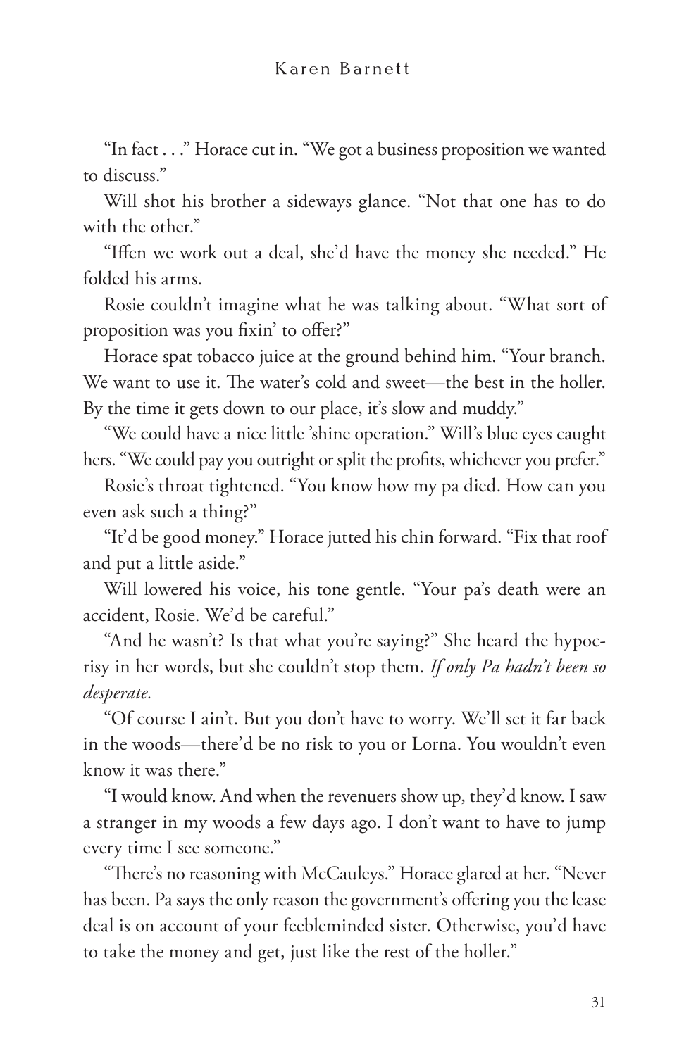"In fact . . ." Horace cut in. "We got a business proposition we wanted to discuss."

Will shot his brother a sideways glance. "Not that one has to do with the other."

"Iffen we work out a deal, she'd have the money she needed." He folded his arms.

Rosie couldn't imagine what he was talking about. "What sort of proposition was you fixin' to offer?"

Horace spat tobacco juice at the ground behind him. "Your branch. We want to use it. The water's cold and sweet—the best in the holler. By the time it gets down to our place, it's slow and muddy."

"We could have a nice little 'shine operation." Will's blue eyes caught hers. "We could pay you outright or split the profits, whichever you prefer."

Rosie's throat tightened. "You know how my pa died. How can you even ask such a thing?"

"It'd be good money." Horace jutted his chin forward. "Fix that roof and put a little aside."

Will lowered his voice, his tone gentle. "Your pa's death were an accident, Rosie. We'd be careful."

"And he wasn't? Is that what you're saying?" She heard the hypocrisy in her words, but she couldn't stop them. *If only Pa hadn't been so desperate.*

"Of course I ain't. But you don't have to worry. We'll set it far back in the woods—there'd be no risk to you or Lorna. You wouldn't even know it was there."

"I would know. And when the revenuers show up, they'd know. I saw a stranger in my woods a few days ago. I don't want to have to jump every time I see someone."

"There's no reasoning with McCauleys." Horace glared at her. "Never has been. Pa says the only reason the government's offering you the lease deal is on account of your feebleminded sister. Otherwise, you'd have to take the money and get, just like the rest of the holler."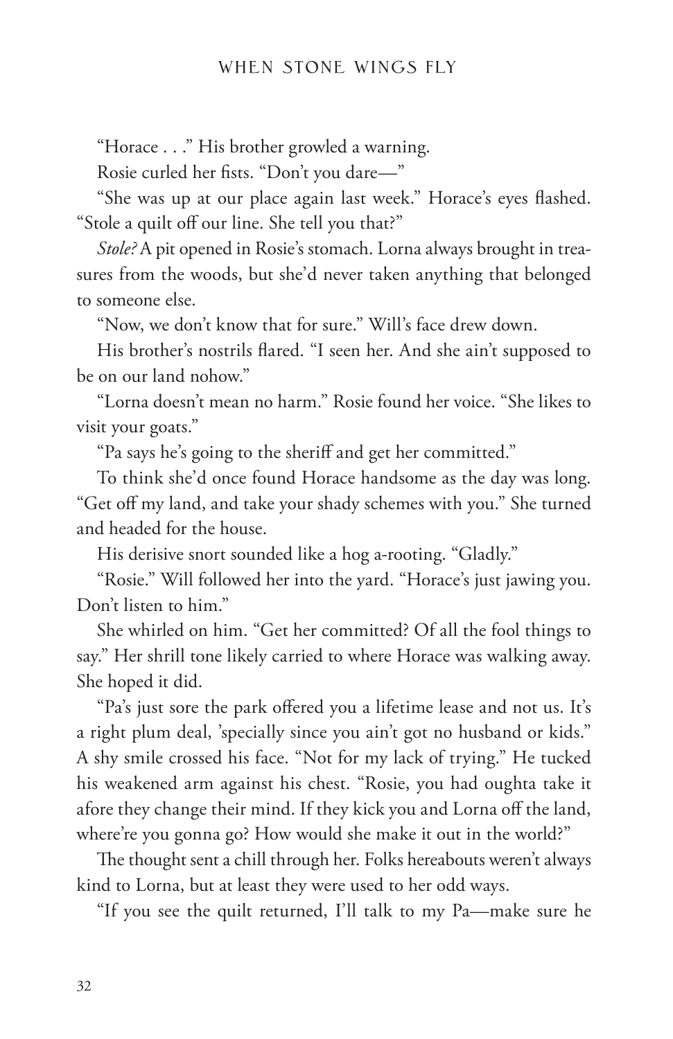"Horace . . ." His brother growled a warning.

Rosie curled her fists. "Don't you dare—"

"She was up at our place again last week." Horace's eyes flashed. "Stole a quilt off our line. She tell you that?"

*Stole?* A pit opened in Rosie's stomach. Lorna always brought in treasures from the woods, but she'd never taken anything that belonged to someone else.

"Now, we don't know that for sure." Will's face drew down.

His brother's nostrils flared. "I seen her. And she ain't supposed to be on our land nohow."

"Lorna doesn't mean no harm." Rosie found her voice. "She likes to visit your goats."

"Pa says he's going to the sheriff and get her committed."

To think she'd once found Horace handsome as the day was long. "Get off my land, and take your shady schemes with you." She turned and headed for the house.

His derisive snort sounded like a hog a-rooting. "Gladly."

"Rosie." Will followed her into the yard. "Horace's just jawing you. Don't listen to him."

She whirled on him. "Get her committed? Of all the fool things to say." Her shrill tone likely carried to where Horace was walking away. She hoped it did.

"Pa's just sore the park offered you a lifetime lease and not us. It's a right plum deal, 'specially since you ain't got no husband or kids." A shy smile crossed his face. "Not for my lack of trying." He tucked his weakened arm against his chest. "Rosie, you had oughta take it afore they change their mind. If they kick you and Lorna off the land, where're you gonna go? How would she make it out in the world?"

The thought sent a chill through her. Folks hereabouts weren't always kind to Lorna, but at least they were used to her odd ways.

"If you see the quilt returned, I'll talk to my Pa—make sure he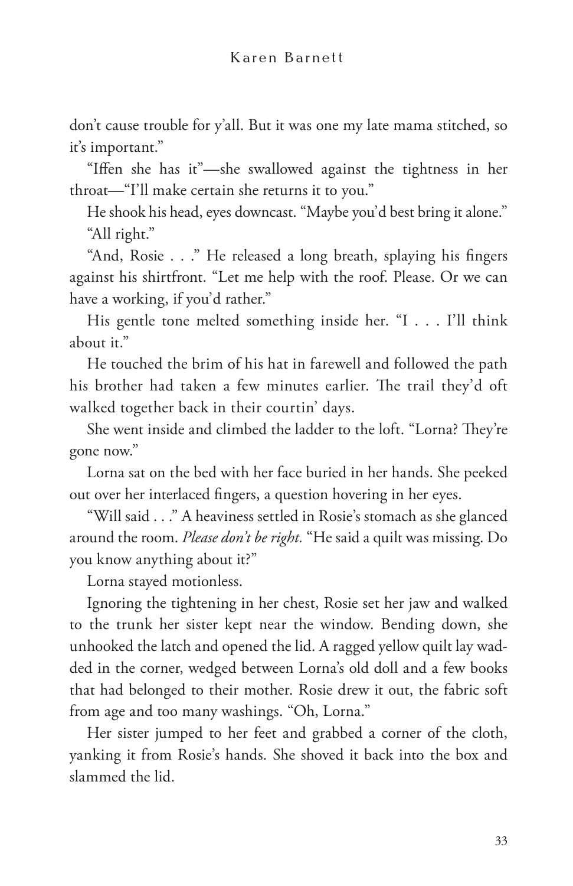don't cause trouble for y'all. But it was one my late mama stitched, so it's important."

"Iffen she has it"—she swallowed against the tightness in her throat—"I'll make certain she returns it to you."

He shook his head, eyes downcast. "Maybe you'd best bring it alone."

"All right."

"And, Rosie . . ." He released a long breath, splaying his fingers against his shirtfront. "Let me help with the roof. Please. Or we can have a working, if you'd rather."

His gentle tone melted something inside her. "I . . . I'll think about it."

He touched the brim of his hat in farewell and followed the path his brother had taken a few minutes earlier. The trail they'd oft walked together back in their courtin' days.

She went inside and climbed the ladder to the loft. "Lorna? They're gone now."

Lorna sat on the bed with her face buried in her hands. She peeked out over her interlaced fingers, a question hovering in her eyes.

"Will said . . ." A heaviness settled in Rosie's stomach as she glanced around the room. *Please don't be right.* "He said a quilt was missing. Do you know anything about it?"

Lorna stayed motionless.

Ignoring the tightening in her chest, Rosie set her jaw and walked to the trunk her sister kept near the window. Bending down, she unhooked the latch and opened the lid. A ragged yellow quilt lay wadded in the corner, wedged between Lorna's old doll and a few books that had belonged to their mother. Rosie drew it out, the fabric soft from age and too many washings. "Oh, Lorna."

Her sister jumped to her feet and grabbed a corner of the cloth, yanking it from Rosie's hands. She shoved it back into the box and slammed the lid.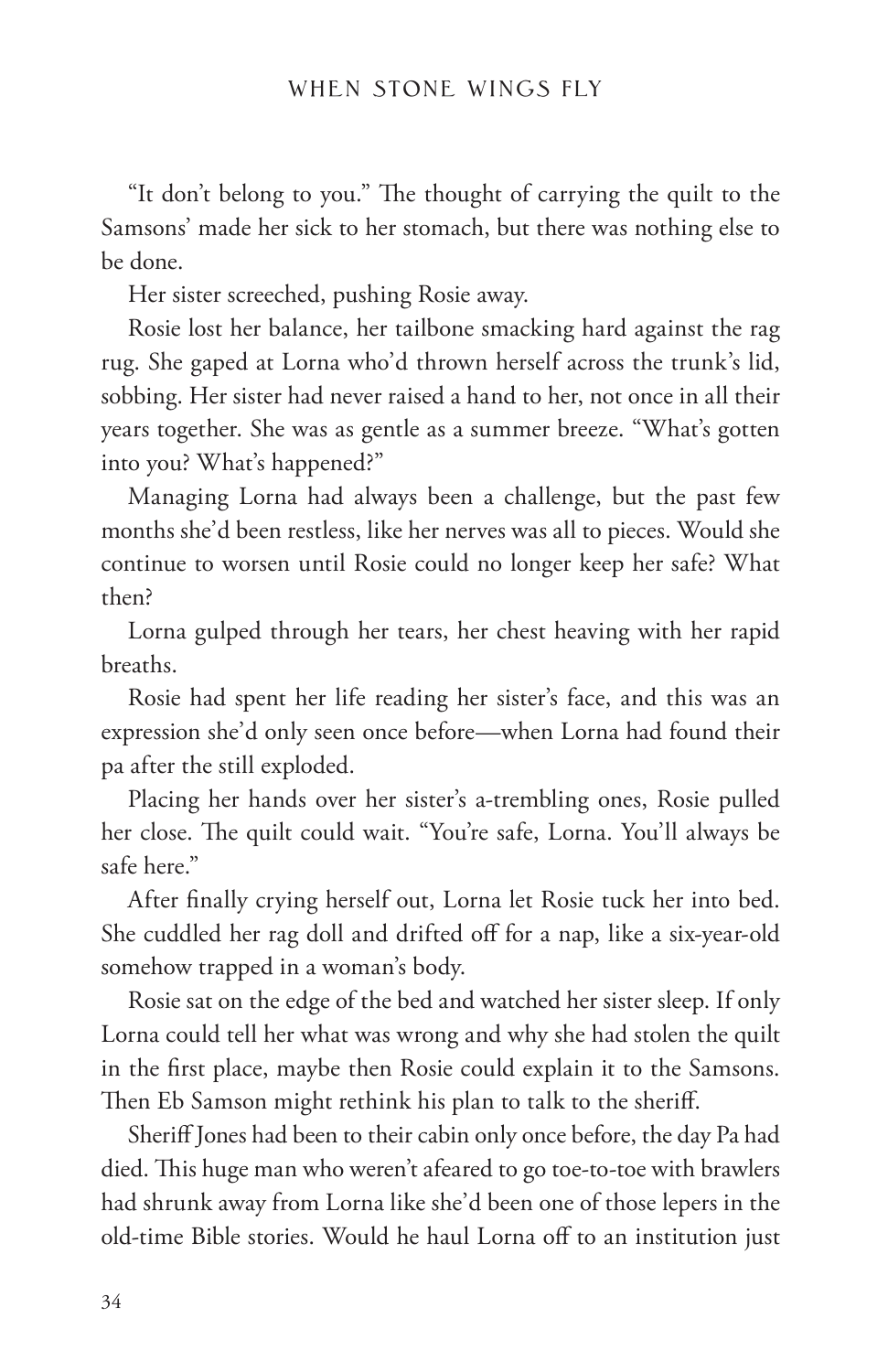"It don't belong to you." The thought of carrying the quilt to the Samsons' made her sick to her stomach, but there was nothing else to be done.

Her sister screeched, pushing Rosie away.

Rosie lost her balance, her tailbone smacking hard against the rag rug. She gaped at Lorna who'd thrown herself across the trunk's lid, sobbing. Her sister had never raised a hand to her, not once in all their years together. She was as gentle as a summer breeze. "What's gotten into you? What's happened?"

Managing Lorna had always been a challenge, but the past few months she'd been restless, like her nerves was all to pieces. Would she continue to worsen until Rosie could no longer keep her safe? What then?

Lorna gulped through her tears, her chest heaving with her rapid breaths.

Rosie had spent her life reading her sister's face, and this was an expression she'd only seen once before—when Lorna had found their pa after the still exploded.

Placing her hands over her sister's a-trembling ones, Rosie pulled her close. The quilt could wait. "You're safe, Lorna. You'll always be safe here."

After finally crying herself out, Lorna let Rosie tuck her into bed. She cuddled her rag doll and drifted off for a nap, like a six-year-old somehow trapped in a woman's body.

Rosie sat on the edge of the bed and watched her sister sleep. If only Lorna could tell her what was wrong and why she had stolen the quilt in the first place, maybe then Rosie could explain it to the Samsons. Then Eb Samson might rethink his plan to talk to the sheriff.

Sheriff Jones had been to their cabin only once before, the day Pa had died. This huge man who weren't afeared to go toe-to-toe with brawlers had shrunk away from Lorna like she'd been one of those lepers in the old-time Bible stories. Would he haul Lorna off to an institution just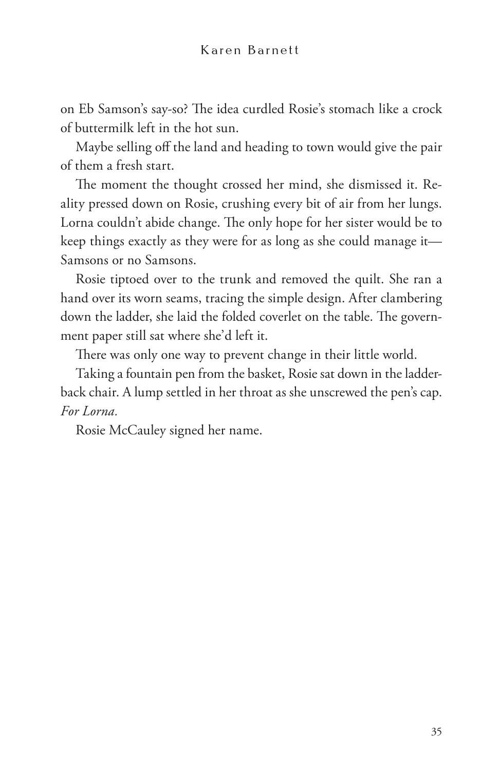on Eb Samson's say-so? The idea curdled Rosie's stomach like a crock of buttermilk left in the hot sun.

Maybe selling off the land and heading to town would give the pair of them a fresh start.

The moment the thought crossed her mind, she dismissed it. Reality pressed down on Rosie, crushing every bit of air from her lungs. Lorna couldn't abide change. The only hope for her sister would be to keep things exactly as they were for as long as she could manage it—Samsons or no Samsons.

Rosie tiptoed over to the trunk and removed the quilt. She ran a hand over its worn seams, tracing the simple design. After clambering down the ladder, she laid the folded coverlet on the table. The government paper still sat where she'd left it.

There was only one way to prevent change in their little world.

Taking a fountain pen from the basket, Rosie sat down in the ladderback chair. A lump settled in her throat as she unscrewed the pen's cap. *For Lorna.*

Rosie McCauley signed her name.